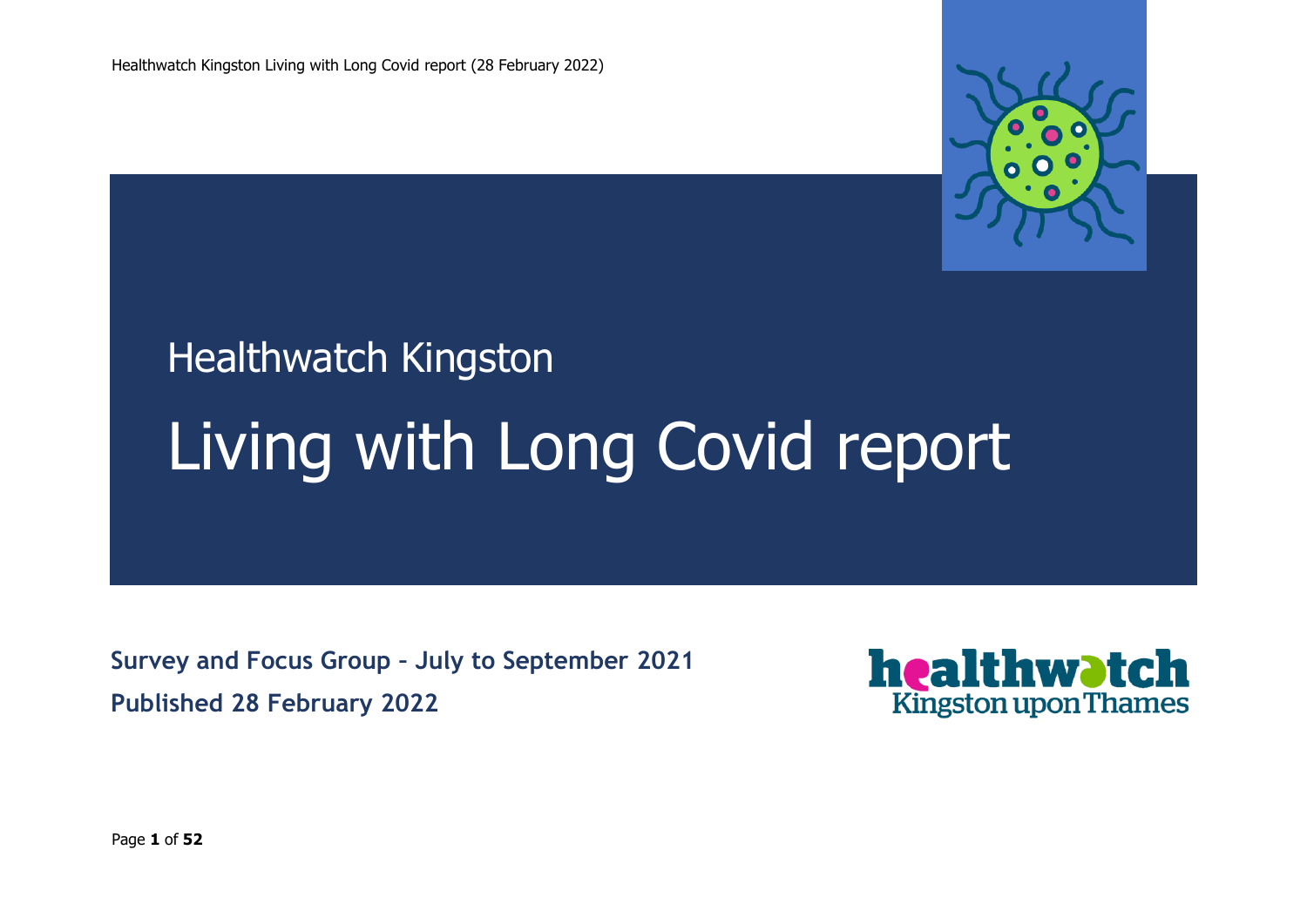Healthwatch Kingston

# Living with Long Covid report

**Survey and Focus Group – July to September 2021**

**Published 28 February 2022**

healthwatch Kingston upon Thames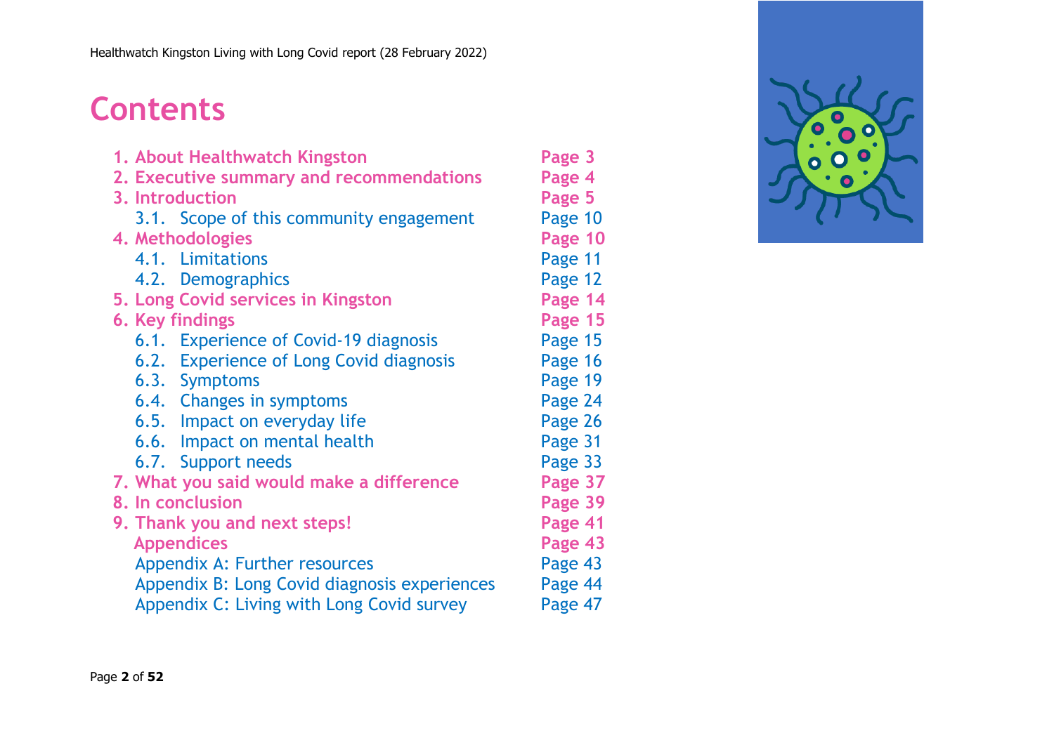# Contents

| | |
|---|---|
| 1. About Healthwatch Kingston | Page 3 |
| 2. Executive summary and recommendations | Page 4 |
| 3. Introduction | Page 5 |
| 3.1. Scope of this community engagement | Page 10 |
| 4. Methodologies | Page 10 |
| 4.1. Limitations | Page 11 |
| 4.2. Demographics | Page 12 |
| 5. Long Covid services in Kingston | Page 14 |
| 6. Key findings | Page 15 |
| 6.1. Experience of Covid-19 diagnosis | Page 15 |
| 6.2. Experience of Long Covid diagnosis | Page 16 |
| 6.3. Symptoms | Page 19 |
| 6.4. Changes in symptoms | Page 24 |
| 6.5. Impact on everyday life | Page 26 |
| 6.6. Impact on mental health | Page 31 |
| 6.7. Support needs | Page 33 |
| 7. What you said would make a difference | Page 37 |
| 8. In conclusion | Page 39 |
| 9. Thank you and next steps! | Page 41 |
| Appendices | Page 43 |
| Appendix A: Further resources | Page 43 |
| Appendix B: Long Covid diagnosis experiences | Page 44 |
| Appendix C: Living with Long Covid survey | Page 47 |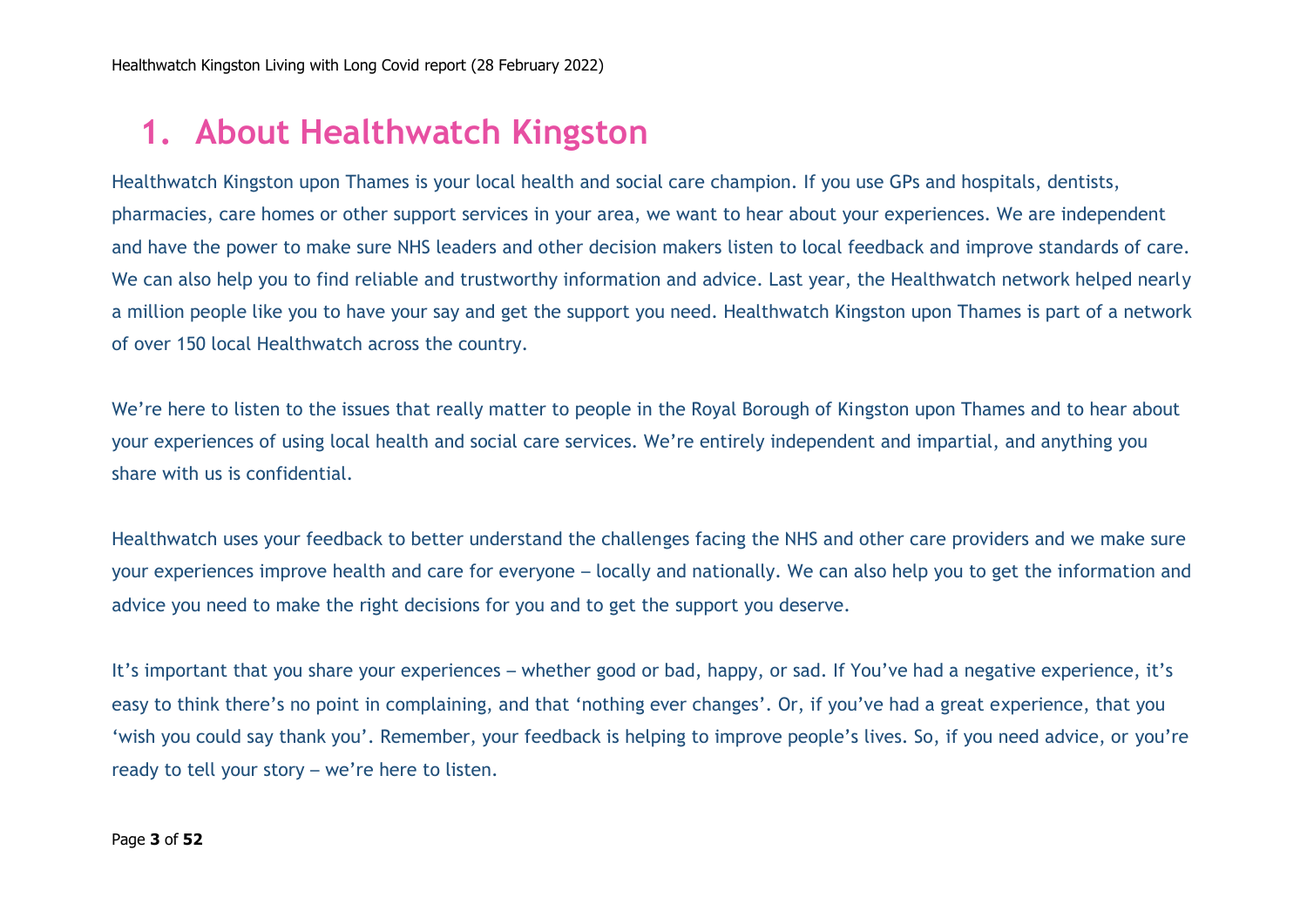# 1. About Healthwatch Kingston

Healthwatch Kingston upon Thames is your local health and social care champion. If you use GPs and hospitals, dentists, pharmacies, care homes or other support services in your area, we want to hear about your experiences. We are independent and have the power to make sure NHS leaders and other decision makers listen to local feedback and improve standards of care. We can also help you to find reliable and trustworthy information and advice. Last year, the Healthwatch network helped nearly a million people like you to have your say and get the support you need. Healthwatch Kingston upon Thames is part of a network of over 150 local Healthwatch across the country.

We're here to listen to the issues that really matter to people in the Royal Borough of Kingston upon Thames and to hear about your experiences of using local health and social care services. We're entirely independent and impartial, and anything you share with us is confidential.

Healthwatch uses your feedback to better understand the challenges facing the NHS and other care providers and we make sure your experiences improve health and care for everyone – locally and nationally. We can also help you to get the information and advice you need to make the right decisions for you and to get the support you deserve.

It's important that you share your experiences – whether good or bad, happy, or sad. If You've had a negative experience, it's easy to think there's no point in complaining, and that 'nothing ever changes'. Or, if you've had a great experience, that you 'wish you could say thank you'. Remember, your feedback is helping to improve people's lives. So, if you need advice, or you're ready to tell your story – we're here to listen.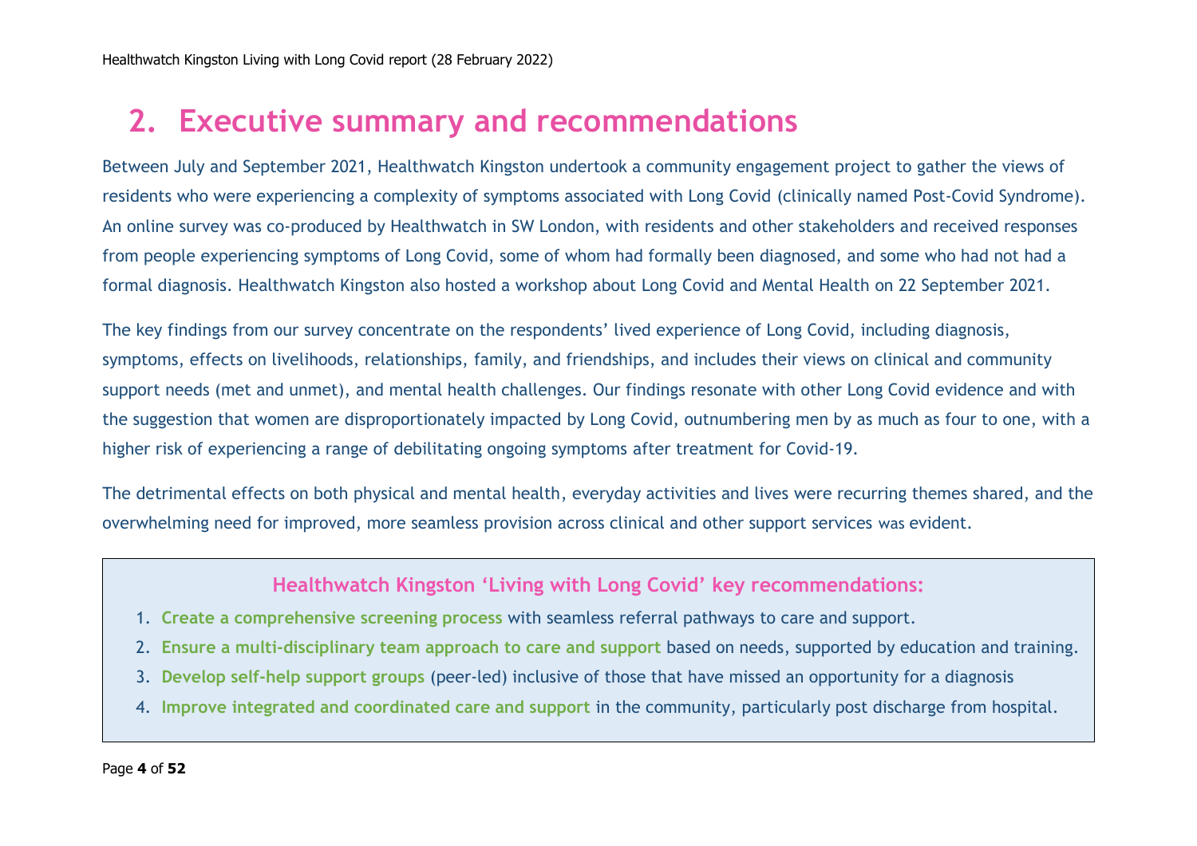## 2. Executive summary and recommendations

Between July and September 2021, Healthwatch Kingston undertook a community engagement project to gather the views of residents who were experiencing a complexity of symptoms associated with Long Covid (clinically named Post-Covid Syndrome). An online survey was co-produced by Healthwatch in SW London, with residents and other stakeholders and received responses from people experiencing symptoms of Long Covid, some of whom had formally been diagnosed, and some who had not had a formal diagnosis. Healthwatch Kingston also hosted a workshop about Long Covid and Mental Health on 22 September 2021.

The key findings from our survey concentrate on the respondents' lived experience of Long Covid, including diagnosis, symptoms, effects on livelihoods, relationships, family, and friendships, and includes their views on clinical and community support needs (met and unmet), and mental health challenges. Our findings resonate with other Long Covid evidence and with the suggestion that women are disproportionately impacted by Long Covid, outnumbering men by as much as four to one, with a higher risk of experiencing a range of debilitating ongoing symptoms after treatment for Covid-19.

The detrimental effects on both physical and mental health, everyday activities and lives were recurring themes shared, and the overwhelming need for improved, more seamless provision across clinical and other support services was evident.

**Healthwatch Kingston 'Living with Long Covid' key recommendations:**

1. **Create a comprehensive screening process** with seamless referral pathways to care and support.
2. **Ensure a multi-disciplinary team approach to care and support** based on needs, supported by education and training.
3. **Develop self-help support groups** (peer-led) inclusive of those that have missed an opportunity for a diagnosis
4. **Improve integrated and coordinated care and support** in the community, particularly post discharge from hospital.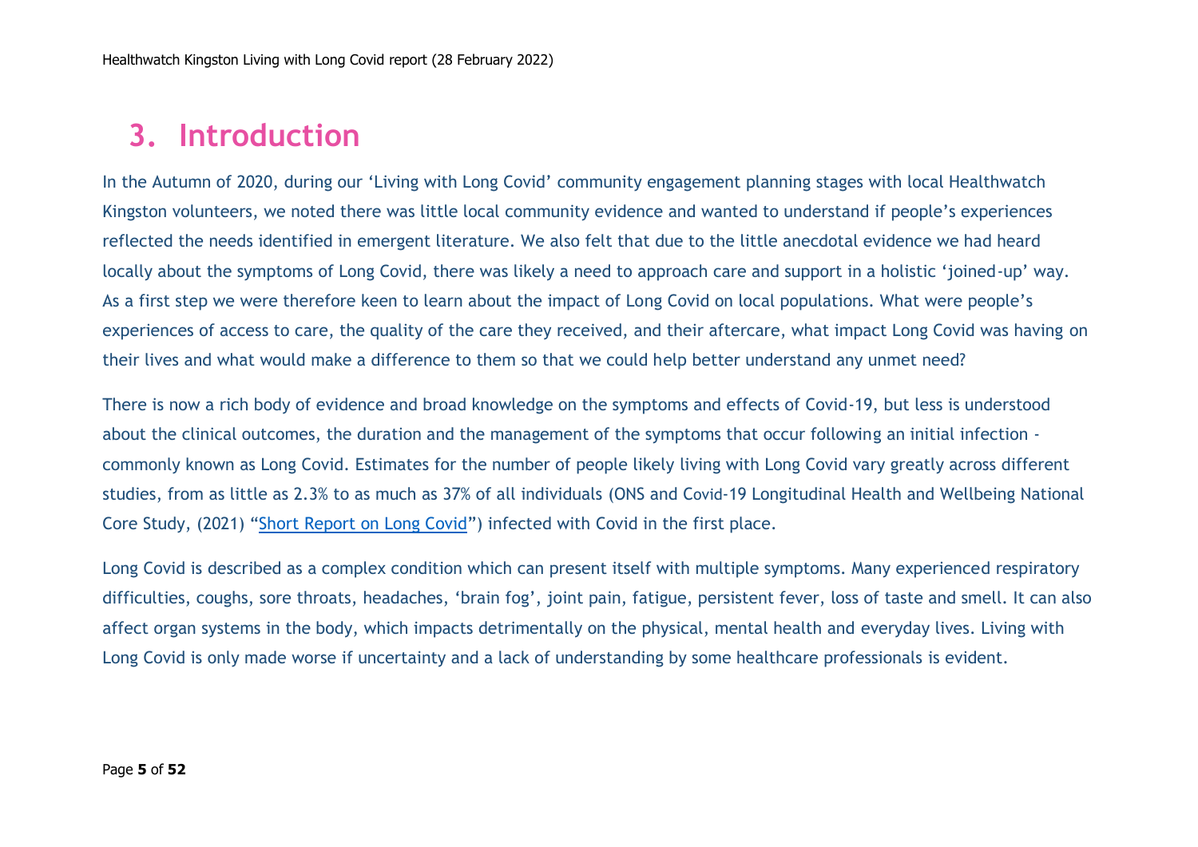## 3. Introduction

In the Autumn of 2020, during our 'Living with Long Covid' community engagement planning stages with local Healthwatch Kingston volunteers, we noted there was little local community evidence and wanted to understand if people's experiences reflected the needs identified in emergent literature. We also felt that due to the little anecdotal evidence we had heard locally about the symptoms of Long Covid, there was likely a need to approach care and support in a holistic 'joined-up' way. As a first step we were therefore keen to learn about the impact of Long Covid on local populations. What were people's experiences of access to care, the quality of the care they received, and their aftercare, what impact Long Covid was having on their lives and what would make a difference to them so that we could help better understand any unmet need?

There is now a rich body of evidence and broad knowledge on the symptoms and effects of Covid-19, but less is understood about the clinical outcomes, the duration and the management of the symptoms that occur following an initial infection - commonly known as Long Covid. Estimates for the number of people likely living with Long Covid vary greatly across different studies, from as little as 2.3% to as much as 37% of all individuals (ONS and Covid-19 Longitudinal Health and Wellbeing National Core Study, (2021) "Short Report on Long Covid") infected with Covid in the first place.

Long Covid is described as a complex condition which can present itself with multiple symptoms. Many experienced respiratory difficulties, coughs, sore throats, headaches, 'brain fog', joint pain, fatigue, persistent fever, loss of taste and smell. It can also affect organ systems in the body, which impacts detrimentally on the physical, mental health and everyday lives. Living with Long Covid is only made worse if uncertainty and a lack of understanding by some healthcare professionals is evident.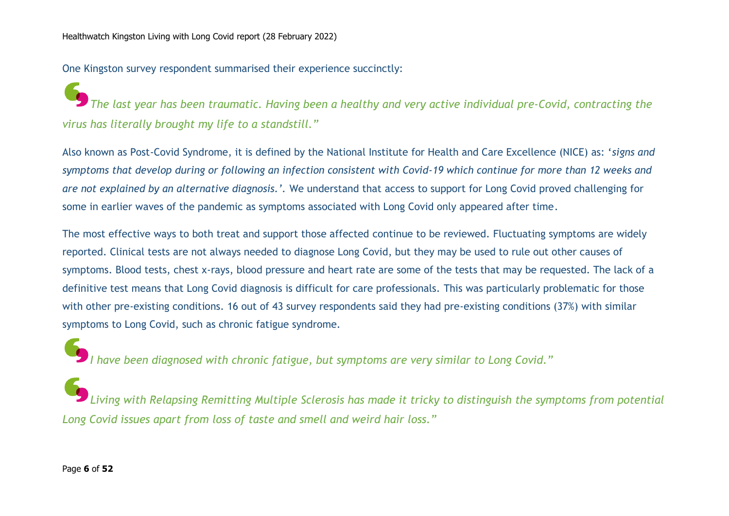One Kingston survey respondent summarised their experience succinctly:

> *The last year has been traumatic. Having been a healthy and very active individual pre-Covid, contracting the virus has literally brought my life to a standstill."*

Also known as Post-Covid Syndrome, it is defined by the National Institute for Health and Care Excellence (NICE) as: '*signs and symptoms that develop during or following an infection consistent with Covid-19 which continue for more than 12 weeks and are not explained by an alternative diagnosis.'*. We understand that access to support for Long Covid proved challenging for some in earlier waves of the pandemic as symptoms associated with Long Covid only appeared after time.

The most effective ways to both treat and support those affected continue to be reviewed. Fluctuating symptoms are widely reported. Clinical tests are not always needed to diagnose Long Covid, but they may be used to rule out other causes of symptoms. Blood tests, chest x-rays, blood pressure and heart rate are some of the tests that may be requested. The lack of a definitive test means that Long Covid diagnosis is difficult for care professionals. This was particularly problematic for those with other pre-existing conditions. 16 out of 43 survey respondents said they had pre-existing conditions (37%) with similar symptoms to Long Covid, such as chronic fatigue syndrome.

> *I have been diagnosed with chronic fatigue, but symptoms are very similar to Long Covid."*

> *Living with Relapsing Remitting Multiple Sclerosis has made it tricky to distinguish the symptoms from potential Long Covid issues apart from loss of taste and smell and weird hair loss."*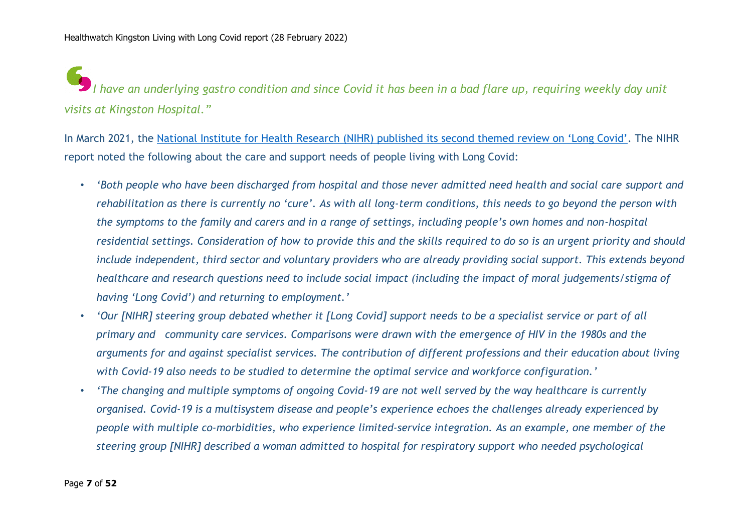*I have an underlying gastro condition and since Covid it has been in a bad flare up, requiring weekly day unit visits at Kingston Hospital."*

In March 2021, the National Institute for Health Research (NIHR) published its second themed review on 'Long Covid'. The NIHR report noted the following about the care and support needs of people living with Long Covid:

- *'Both people who have been discharged from hospital and those never admitted need health and social care support and rehabilitation as there is currently no 'cure'. As with all long-term conditions, this needs to go beyond the person with the symptoms to the family and carers and in a range of settings, including people's own homes and non-hospital residential settings. Consideration of how to provide this and the skills required to do so is an urgent priority and should include independent, third sector and voluntary providers who are already providing social support. This extends beyond healthcare and research questions need to include social impact (including the impact of moral judgements/stigma of having 'Long Covid') and returning to employment.'*
- *'Our [NIHR] steering group debated whether it [Long Covid] support needs to be a specialist service or part of all primary and community care services. Comparisons were drawn with the emergence of HIV in the 1980s and the arguments for and against specialist services. The contribution of different professions and their education about living with Covid-19 also needs to be studied to determine the optimal service and workforce configuration.'*
- *'The changing and multiple symptoms of ongoing Covid-19 are not well served by the way healthcare is currently organised. Covid-19 is a multisystem disease and people's experience echoes the challenges already experienced by people with multiple co-morbidities, who experience limited-service integration. As an example, one member of the steering group [NIHR] described a woman admitted to hospital for respiratory support who needed psychological*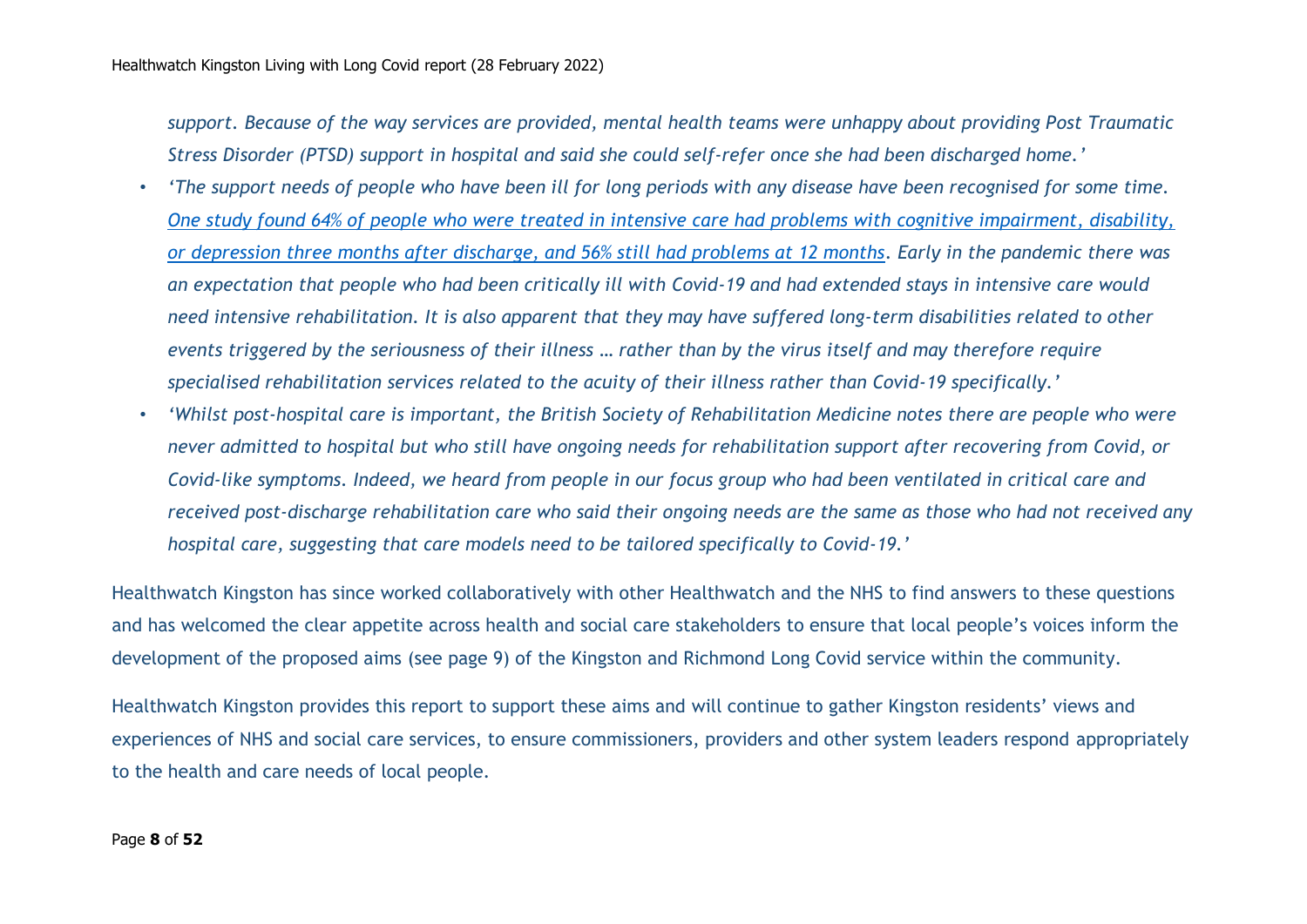*support. Because of the way services are provided, mental health teams were unhappy about providing Post Traumatic Stress Disorder (PTSD) support in hospital and said she could self-refer once she had been discharged home.'*

- *'The support needs of people who have been ill for long periods with any disease have been recognised for some time. One study found 64% of people who were treated in intensive care had problems with cognitive impairment, disability, or depression three months after discharge, and 56% still had problems at 12 months. Early in the pandemic there was an expectation that people who had been critically ill with Covid-19 and had extended stays in intensive care would need intensive rehabilitation. It is also apparent that they may have suffered long-term disabilities related to other events triggered by the seriousness of their illness … rather than by the virus itself and may therefore require specialised rehabilitation services related to the acuity of their illness rather than Covid-19 specifically.'*
- *'Whilst post-hospital care is important, the British Society of Rehabilitation Medicine notes there are people who were never admitted to hospital but who still have ongoing needs for rehabilitation support after recovering from Covid, or Covid-like symptoms. Indeed, we heard from people in our focus group who had been ventilated in critical care and received post-discharge rehabilitation care who said their ongoing needs are the same as those who had not received any hospital care, suggesting that care models need to be tailored specifically to Covid-19.'*

Healthwatch Kingston has since worked collaboratively with other Healthwatch and the NHS to find answers to these questions and has welcomed the clear appetite across health and social care stakeholders to ensure that local people's voices inform the development of the proposed aims (see page 9) of the Kingston and Richmond Long Covid service within the community.

Healthwatch Kingston provides this report to support these aims and will continue to gather Kingston residents' views and experiences of NHS and social care services, to ensure commissioners, providers and other system leaders respond appropriately to the health and care needs of local people.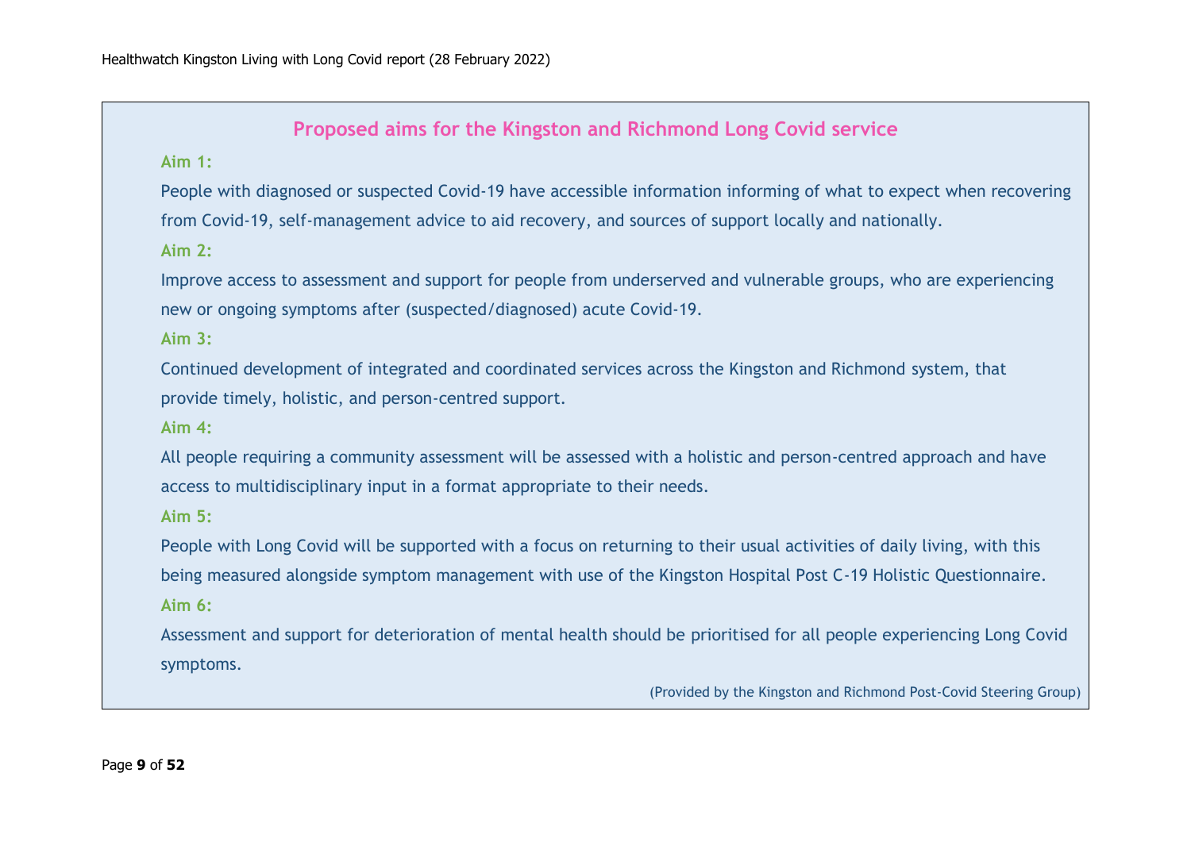## Proposed aims for the Kingston and Richmond Long Covid service

**Aim 1:**

People with diagnosed or suspected Covid-19 have accessible information informing of what to expect when recovering from Covid-19, self-management advice to aid recovery, and sources of support locally and nationally.

**Aim 2:**

Improve access to assessment and support for people from underserved and vulnerable groups, who are experiencing new or ongoing symptoms after (suspected/diagnosed) acute Covid-19.

**Aim 3:**

Continued development of integrated and coordinated services across the Kingston and Richmond system, that provide timely, holistic, and person-centred support.

**Aim 4:**

All people requiring a community assessment will be assessed with a holistic and person-centred approach and have access to multidisciplinary input in a format appropriate to their needs.

**Aim 5:**

People with Long Covid will be supported with a focus on returning to their usual activities of daily living, with this being measured alongside symptom management with use of the Kingston Hospital Post C-19 Holistic Questionnaire.

**Aim 6:**

Assessment and support for deterioration of mental health should be prioritised for all people experiencing Long Covid symptoms.

(Provided by the Kingston and Richmond Post-Covid Steering Group)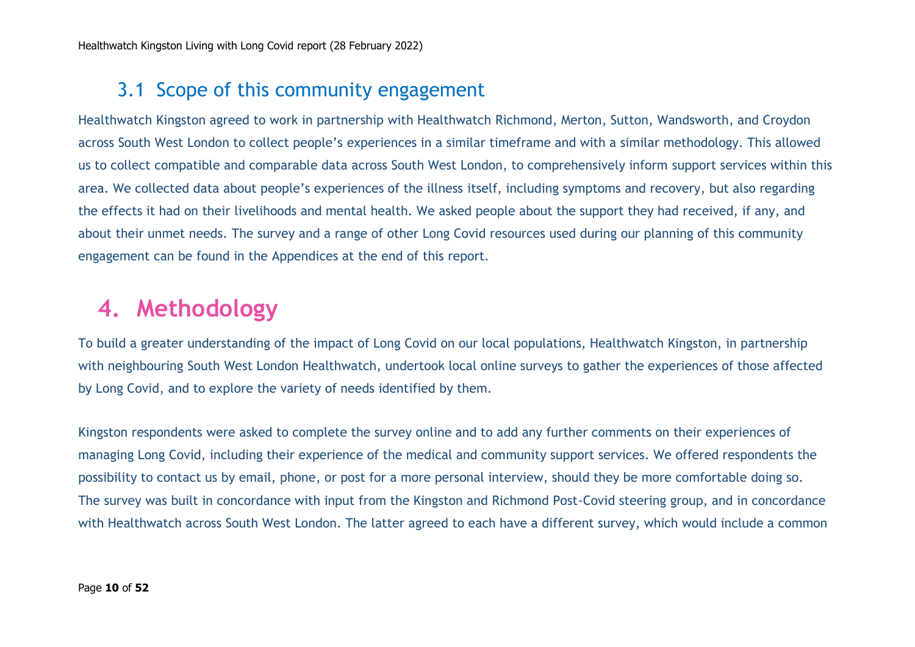## 3.1 Scope of this community engagement

Healthwatch Kingston agreed to work in partnership with Healthwatch Richmond, Merton, Sutton, Wandsworth, and Croydon across South West London to collect people's experiences in a similar timeframe and with a similar methodology. This allowed us to collect compatible and comparable data across South West London, to comprehensively inform support services within this area. We collected data about people's experiences of the illness itself, including symptoms and recovery, but also regarding the effects it had on their livelihoods and mental health. We asked people about the support they had received, if any, and about their unmet needs. The survey and a range of other Long Covid resources used during our planning of this community engagement can be found in the Appendices at the end of this report.

# 4. Methodology

To build a greater understanding of the impact of Long Covid on our local populations, Healthwatch Kingston, in partnership with neighbouring South West London Healthwatch, undertook local online surveys to gather the experiences of those affected by Long Covid, and to explore the variety of needs identified by them.

Kingston respondents were asked to complete the survey online and to add any further comments on their experiences of managing Long Covid, including their experience of the medical and community support services. We offered respondents the possibility to contact us by email, phone, or post for a more personal interview, should they be more comfortable doing so. The survey was built in concordance with input from the Kingston and Richmond Post-Covid steering group, and in concordance with Healthwatch across South West London. The latter agreed to each have a different survey, which would include a common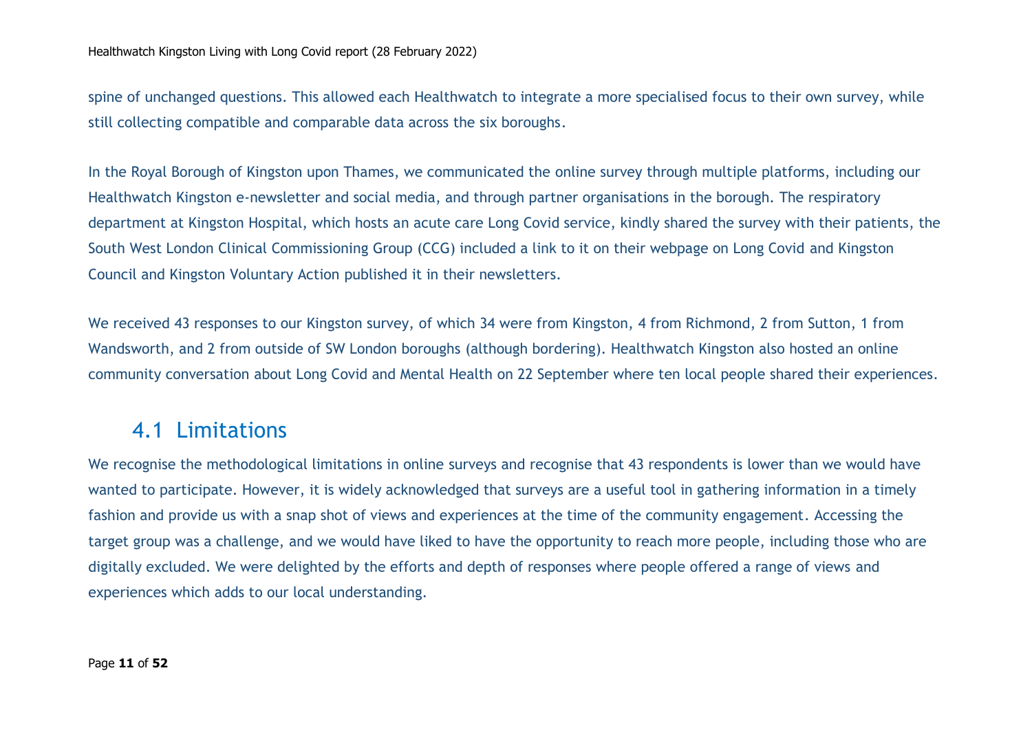spine of unchanged questions. This allowed each Healthwatch to integrate a more specialised focus to their own survey, while still collecting compatible and comparable data across the six boroughs.

In the Royal Borough of Kingston upon Thames, we communicated the online survey through multiple platforms, including our Healthwatch Kingston e-newsletter and social media, and through partner organisations in the borough. The respiratory department at Kingston Hospital, which hosts an acute care Long Covid service, kindly shared the survey with their patients, the South West London Clinical Commissioning Group (CCG) included a link to it on their webpage on Long Covid and Kingston Council and Kingston Voluntary Action published it in their newsletters.

We received 43 responses to our Kingston survey, of which 34 were from Kingston, 4 from Richmond, 2 from Sutton, 1 from Wandsworth, and 2 from outside of SW London boroughs (although bordering). Healthwatch Kingston also hosted an online community conversation about Long Covid and Mental Health on 22 September where ten local people shared their experiences.

## 4.1 Limitations

We recognise the methodological limitations in online surveys and recognise that 43 respondents is lower than we would have wanted to participate. However, it is widely acknowledged that surveys are a useful tool in gathering information in a timely fashion and provide us with a snap shot of views and experiences at the time of the community engagement. Accessing the target group was a challenge, and we would have liked to have the opportunity to reach more people, including those who are digitally excluded. We were delighted by the efforts and depth of responses where people offered a range of views and experiences which adds to our local understanding.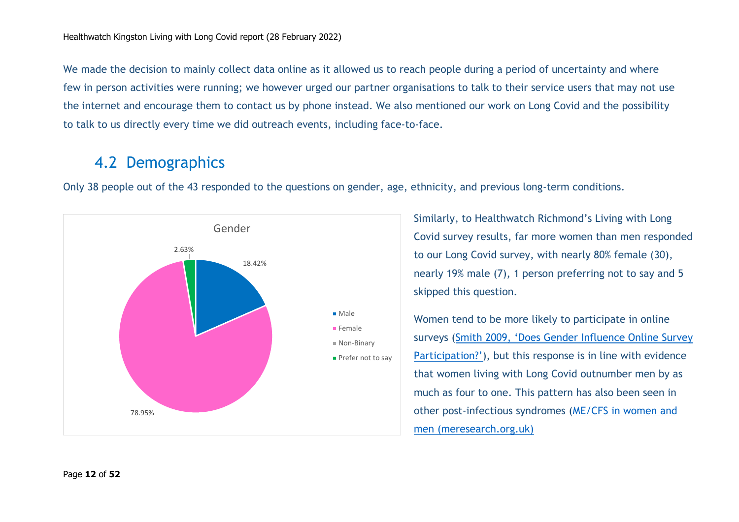We made the decision to mainly collect data online as it allowed us to reach people during a period of uncertainty and where few in person activities were running; we however urged our partner organisations to talk to their service users that may not use the internet and encourage them to contact us by phone instead. We also mentioned our work on Long Covid and the possibility to talk to us directly every time we did outreach events, including face-to-face.

## 4.2 Demographics

Only 38 people out of the 43 responded to the questions on gender, age, ethnicity, and previous long-term conditions.

Gender

- Male: 18.42%
- Female: 78.95%
- Non-Binary
- Prefer not to say: 2.63%

Similarly, to Healthwatch Richmond's Living with Long Covid survey results, far more women than men responded to our Long Covid survey, with nearly 80% female (30), nearly 19% male (7), 1 person preferring not to say and 5 skipped this question.

Women tend to be more likely to participate in online surveys (Smith 2009, 'Does Gender Influence Online Survey Participation?'), but this response is in line with evidence that women living with Long Covid outnumber men by as much as four to one. This pattern has also been seen in other post-infectious syndromes (ME/CFS in women and men (meresearch.org.uk)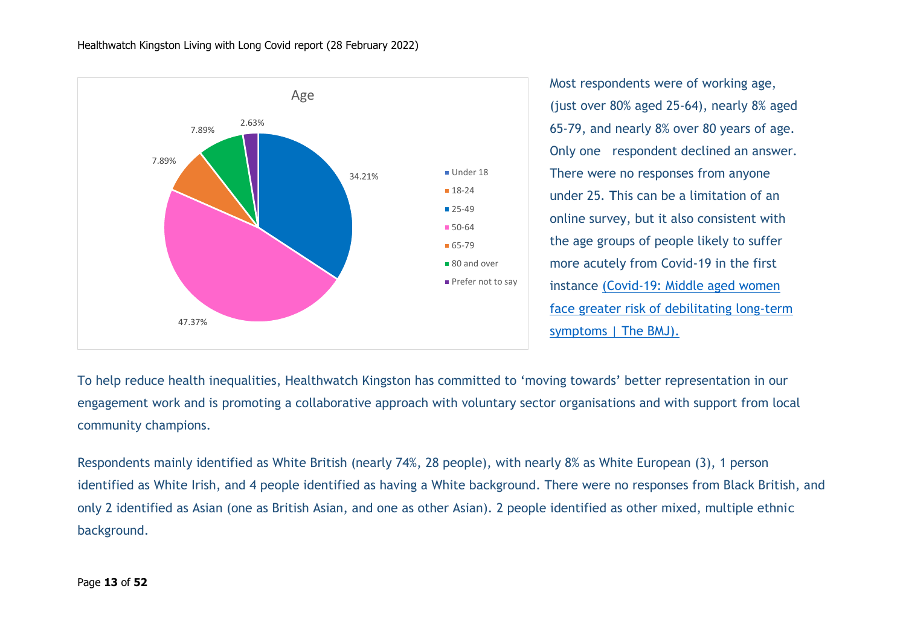Most respondents were of working age, (just over 80% aged 25-64), nearly 8% aged 65-79, and nearly 8% over 80 years of age. Only one respondent declined an answer. There were no responses from anyone under 25. This can be a limitation of an online survey, but it also consistent with the age groups of people likely to suffer more acutely from Covid-19 in the first instance [(Covid-19: Middle aged women face greater risk of debilitating long-term symptoms | The BMJ).](#)

To help reduce health inequalities, Healthwatch Kingston has committed to 'moving towards' better representation in our engagement work and is promoting a collaborative approach with voluntary sector organisations and with support from local community champions.

Respondents mainly identified as White British (nearly 74%, 28 people), with nearly 8% as White European (3), 1 person identified as White Irish, and 4 people identified as having a White background. There were no responses from Black British, and only 2 identified as Asian (one as British Asian, and one as other Asian). 2 people identified as other mixed, multiple ethnic background.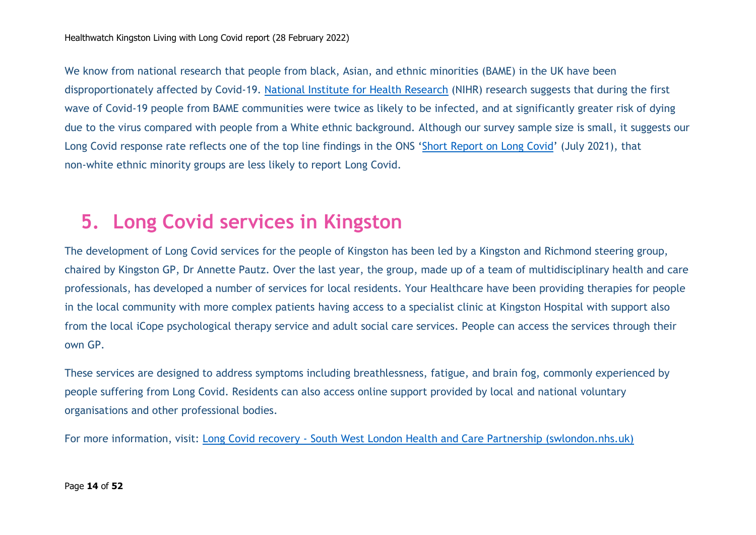We know from national research that people from black, Asian, and ethnic minorities (BAME) in the UK have been disproportionately affected by Covid-19. National Institute for Health Research (NIHR) research suggests that during the first wave of Covid-19 people from BAME communities were twice as likely to be infected, and at significantly greater risk of dying due to the virus compared with people from a White ethnic background. Although our survey sample size is small, it suggests our Long Covid response rate reflects one of the top line findings in the ONS 'Short Report on Long Covid' (July 2021), that non-white ethnic minority groups are less likely to report Long Covid.

# 5. Long Covid services in Kingston

The development of Long Covid services for the people of Kingston has been led by a Kingston and Richmond steering group, chaired by Kingston GP, Dr Annette Pautz. Over the last year, the group, made up of a team of multidisciplinary health and care professionals, has developed a number of services for local residents. Your Healthcare have been providing therapies for people in the local community with more complex patients having access to a specialist clinic at Kingston Hospital with support also from the local iCope psychological therapy service and adult social care services. People can access the services through their own GP.

These services are designed to address symptoms including breathlessness, fatigue, and brain fog, commonly experienced by people suffering from Long Covid. Residents can also access online support provided by local and national voluntary organisations and other professional bodies.

For more information, visit: Long Covid recovery - South West London Health and Care Partnership (swlondon.nhs.uk)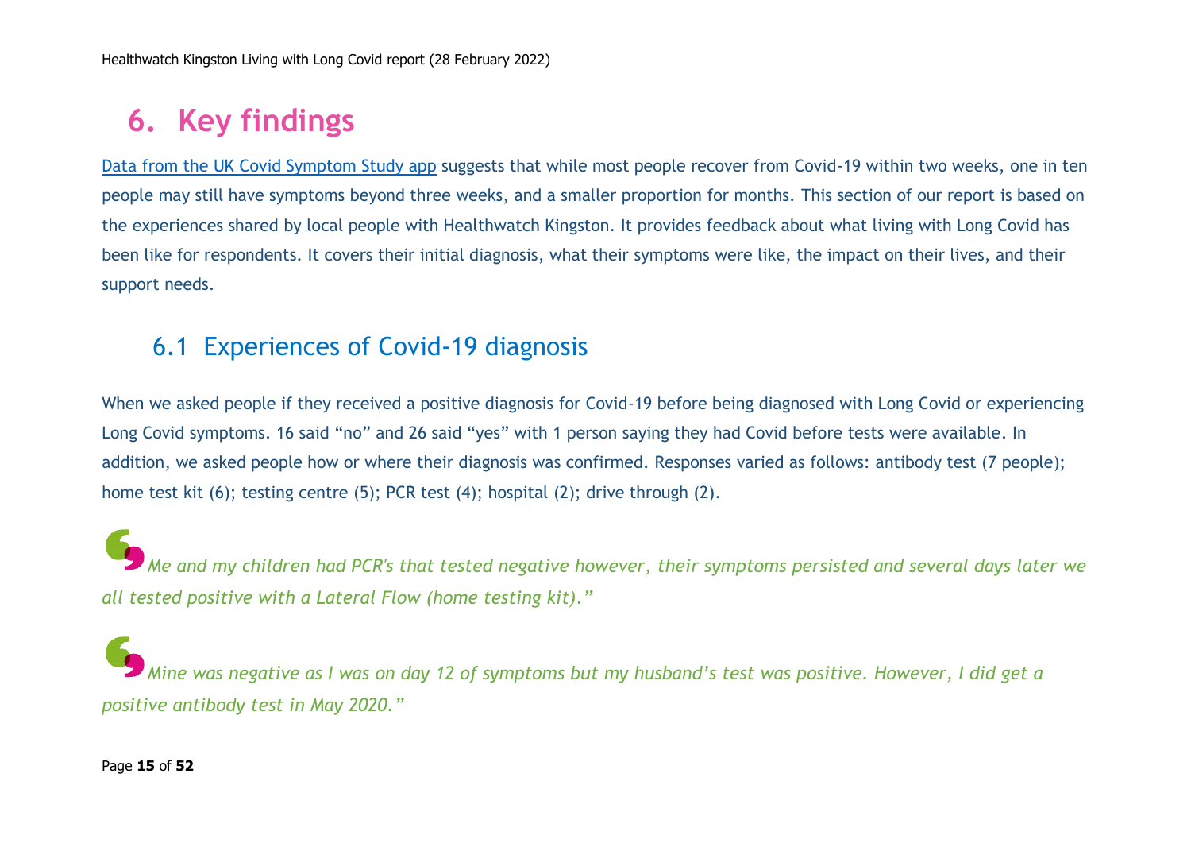# 6. Key findings

[Data from the UK Covid Symptom Study app](#) suggests that while most people recover from Covid-19 within two weeks, one in ten people may still have symptoms beyond three weeks, and a smaller proportion for months. This section of our report is based on the experiences shared by local people with Healthwatch Kingston. It provides feedback about what living with Long Covid has been like for respondents. It covers their initial diagnosis, what their symptoms were like, the impact on their lives, and their support needs.

## 6.1 Experiences of Covid-19 diagnosis

When we asked people if they received a positive diagnosis for Covid-19 before being diagnosed with Long Covid or experiencing Long Covid symptoms. 16 said "no" and 26 said "yes" with 1 person saying they had Covid before tests were available. In addition, we asked people how or where their diagnosis was confirmed. Responses varied as follows: antibody test (7 people); home test kit (6); testing centre (5); PCR test (4); hospital (2); drive through (2).

*"Me and my children had PCR's that tested negative however, their symptoms persisted and several days later we all tested positive with a Lateral Flow (home testing kit)."*

*"Mine was negative as I was on day 12 of symptoms but my husband's test was positive. However, I did get a positive antibody test in May 2020."*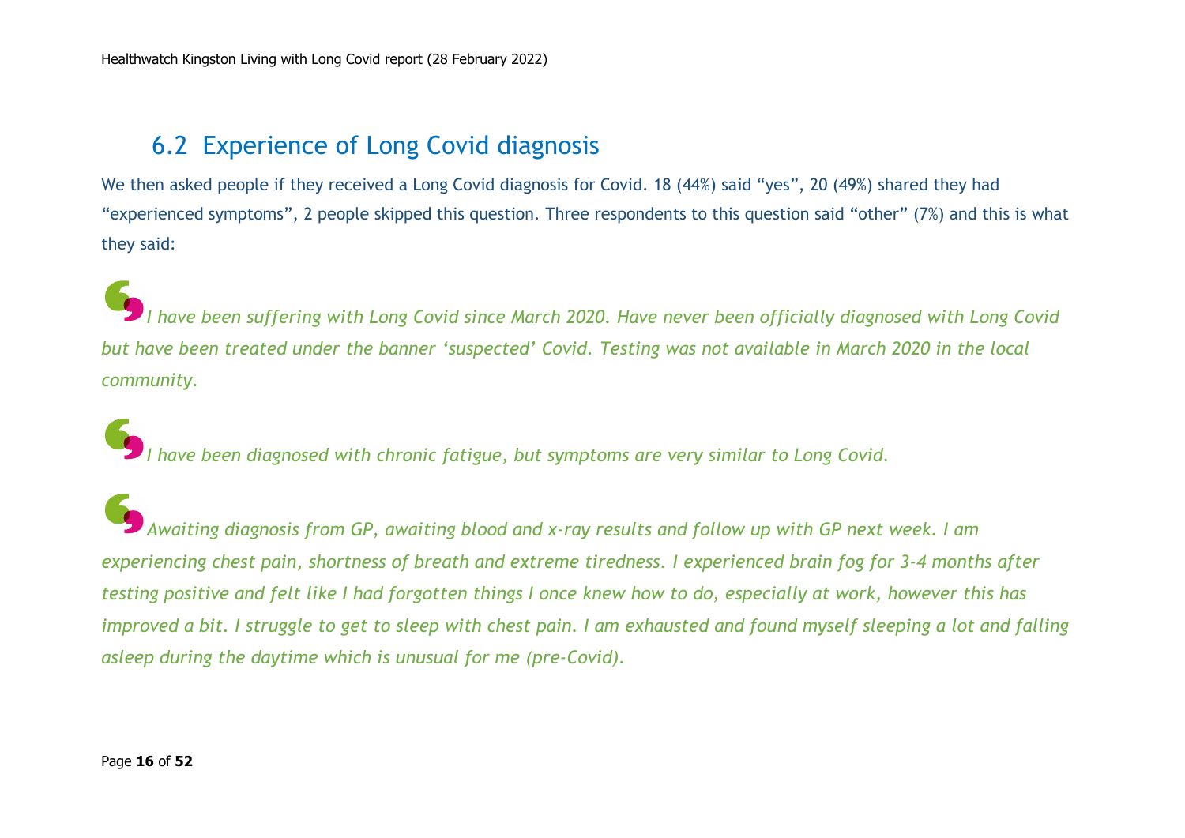## 6.2 Experience of Long Covid diagnosis

We then asked people if they received a Long Covid diagnosis for Covid. 18 (44%) said “yes”, 20 (49%) shared they had “experienced symptoms”, 2 people skipped this question. Three respondents to this question said “other” (7%) and this is what they said:

*I have been suffering with Long Covid since March 2020. Have never been officially diagnosed with Long Covid but have been treated under the banner ‘suspected’ Covid. Testing was not available in March 2020 in the local community.*

*I have been diagnosed with chronic fatigue, but symptoms are very similar to Long Covid.*

*Awaiting diagnosis from GP, awaiting blood and x-ray results and follow up with GP next week. I am experiencing chest pain, shortness of breath and extreme tiredness. I experienced brain fog for 3-4 months after testing positive and felt like I had forgotten things I once knew how to do, especially at work, however this has improved a bit. I struggle to get to sleep with chest pain. I am exhausted and found myself sleeping a lot and falling asleep during the daytime which is unusual for me (pre-Covid).*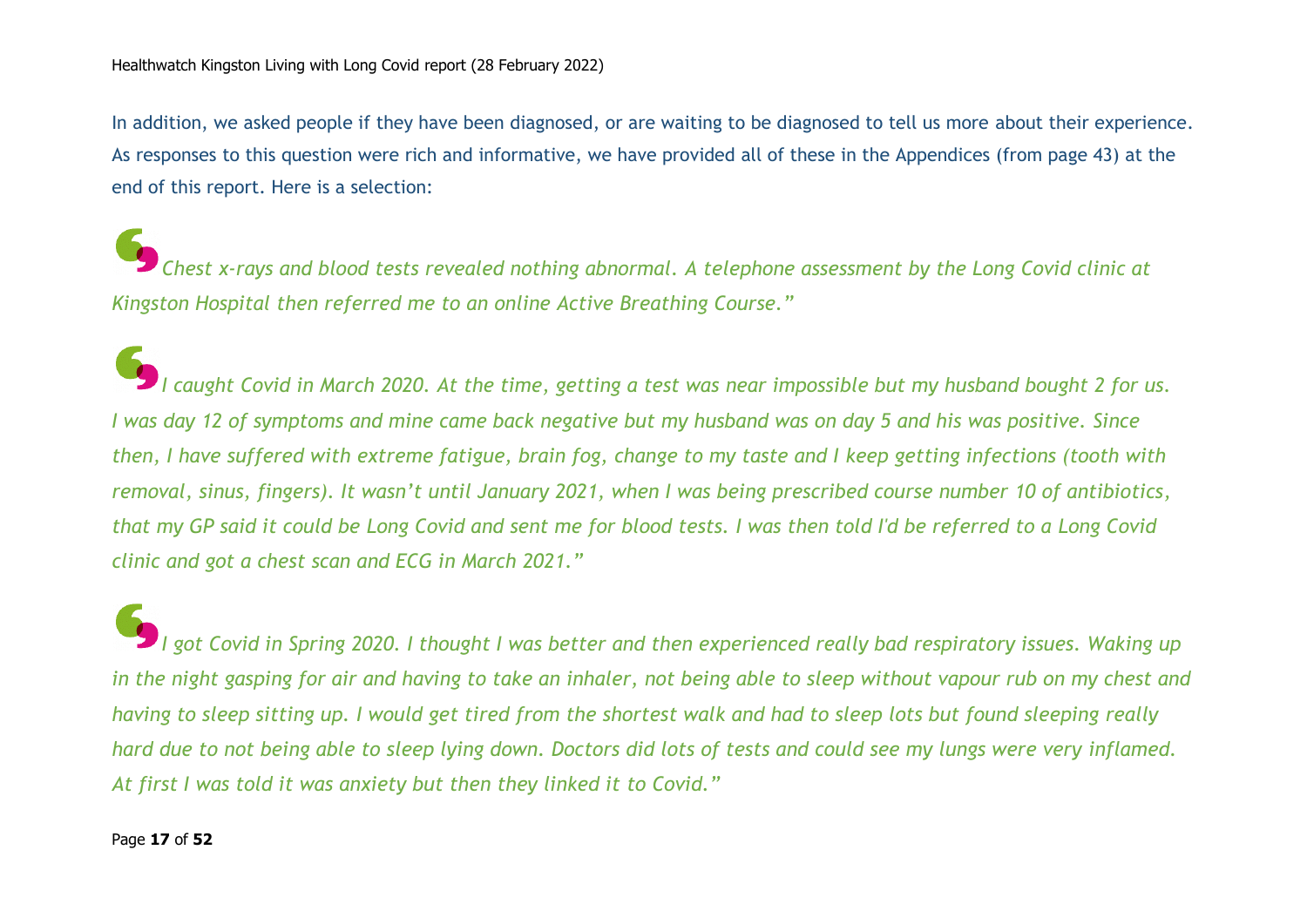In addition, we asked people if they have been diagnosed, or are waiting to be diagnosed to tell us more about their experience. As responses to this question were rich and informative, we have provided all of these in the Appendices (from page 43) at the end of this report. Here is a selection:

*Chest x-rays and blood tests revealed nothing abnormal. A telephone assessment by the Long Covid clinic at Kingston Hospital then referred me to an online Active Breathing Course."*

*I caught Covid in March 2020. At the time, getting a test was near impossible but my husband bought 2 for us. I was day 12 of symptoms and mine came back negative but my husband was on day 5 and his was positive. Since then, I have suffered with extreme fatigue, brain fog, change to my taste and I keep getting infections (tooth with removal, sinus, fingers). It wasn't until January 2021, when I was being prescribed course number 10 of antibiotics, that my GP said it could be Long Covid and sent me for blood tests. I was then told I'd be referred to a Long Covid clinic and got a chest scan and ECG in March 2021."*

*I got Covid in Spring 2020. I thought I was better and then experienced really bad respiratory issues. Waking up in the night gasping for air and having to take an inhaler, not being able to sleep without vapour rub on my chest and having to sleep sitting up. I would get tired from the shortest walk and had to sleep lots but found sleeping really hard due to not being able to sleep lying down. Doctors did lots of tests and could see my lungs were very inflamed. At first I was told it was anxiety but then they linked it to Covid."*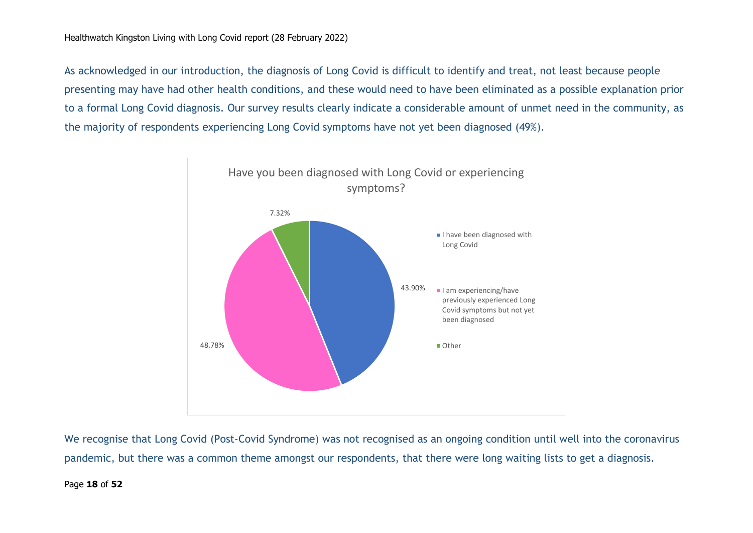As acknowledged in our introduction, the diagnosis of Long Covid is difficult to identify and treat, not least because people presenting may have had other health conditions, and these would need to have been eliminated as a possible explanation prior to a formal Long Covid diagnosis. Our survey results clearly indicate a considerable amount of unmet need in the community, as the majority of respondents experiencing Long Covid symptoms have not yet been diagnosed (49%).

Have you been diagnosed with Long Covid or experiencing symptoms?

| Response | Percentage |
| --- | --- |
| I have been diagnosed with Long Covid | 43.90% |
| I am experiencing/have previously experienced Long Covid symptoms but not yet been diagnosed | 48.78% |
| Other | 7.32% |

We recognise that Long Covid (Post-Covid Syndrome) was not recognised as an ongoing condition until well into the coronavirus pandemic, but there was a common theme amongst our respondents, that there were long waiting lists to get a diagnosis.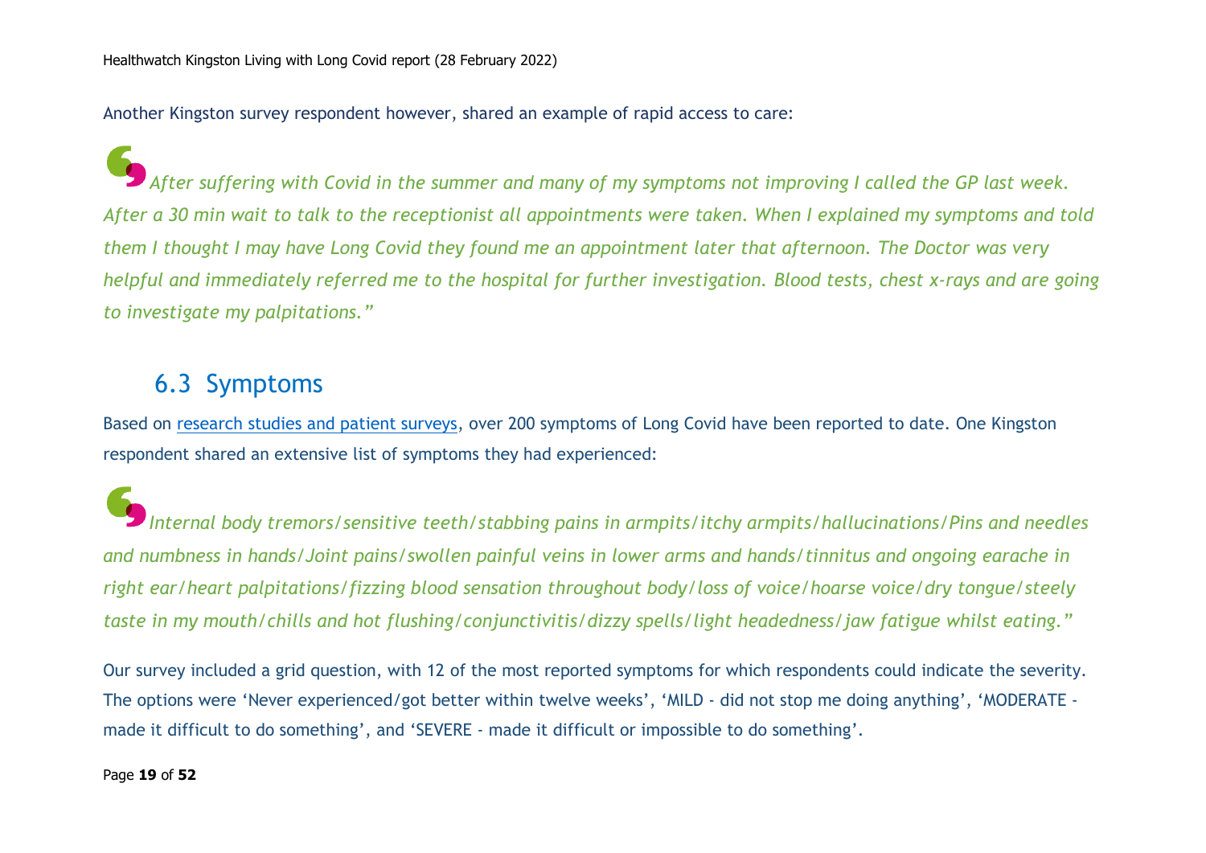Another Kingston survey respondent however, shared an example of rapid access to care:

> *After suffering with Covid in the summer and many of my symptoms not improving I called the GP last week. After a 30 min wait to talk to the receptionist all appointments were taken. When I explained my symptoms and told them I thought I may have Long Covid they found me an appointment later that afternoon. The Doctor was very helpful and immediately referred me to the hospital for further investigation. Blood tests, chest x-rays and are going to investigate my palpitations."*

## 6.3 Symptoms

Based on [research studies and patient surveys](), over 200 symptoms of Long Covid have been reported to date. One Kingston respondent shared an extensive list of symptoms they had experienced:

> *Internal body tremors/sensitive teeth/stabbing pains in armpits/itchy armpits/hallucinations/Pins and needles and numbness in hands/Joint pains/swollen painful veins in lower arms and hands/tinnitus and ongoing earache in right ear/heart palpitations/fizzing blood sensation throughout body/loss of voice/hoarse voice/dry tongue/steely taste in my mouth/chills and hot flushing/conjunctivitis/dizzy spells/light headedness/jaw fatigue whilst eating."*

Our survey included a grid question, with 12 of the most reported symptoms for which respondents could indicate the severity. The options were 'Never experienced/got better within twelve weeks', 'MILD - did not stop me doing anything', 'MODERATE - made it difficult to do something', and 'SEVERE - made it difficult or impossible to do something'.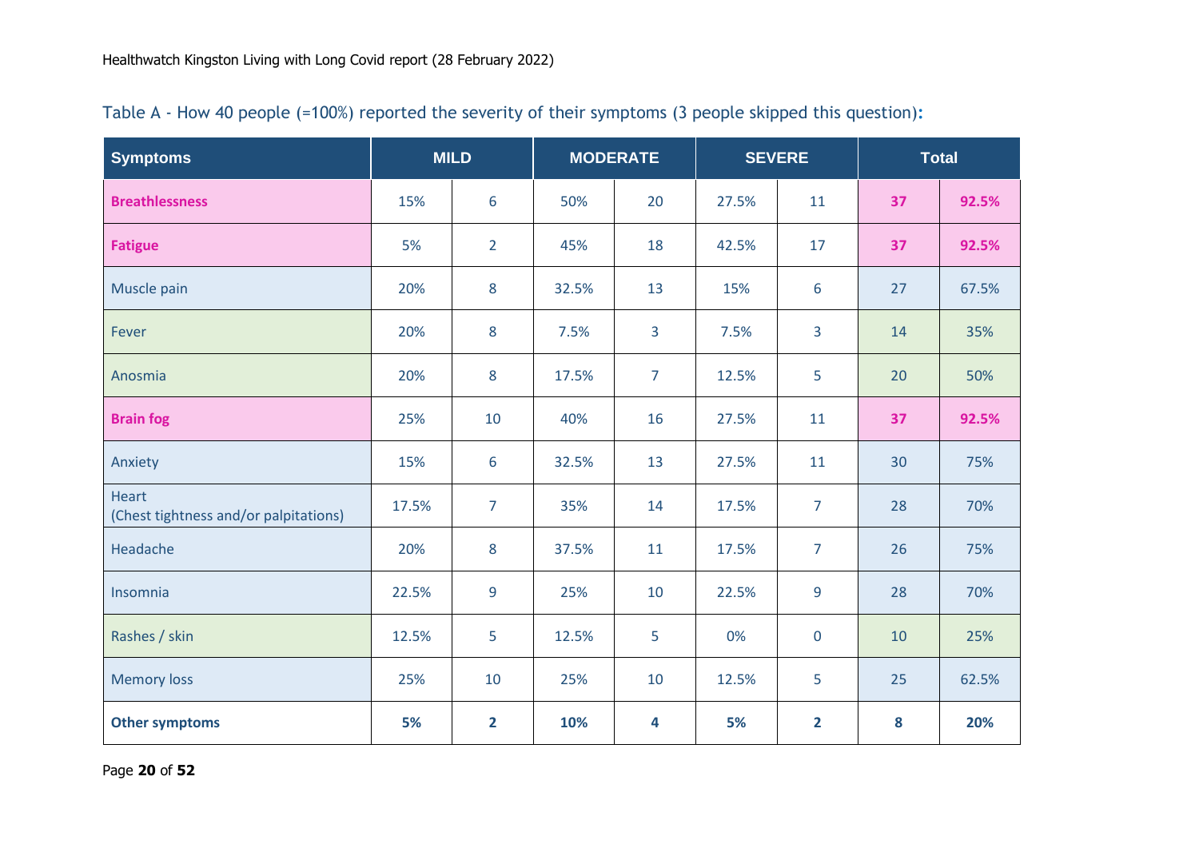Table A - How 40 people (=100%) reported the severity of their symptoms (3 people skipped this question):

| Symptoms | MILD | | MODERATE | | SEVERE | | Total | |
|---|---|---|---|---|---|---|---|---|
| **Breathlessness** | 15% | 6 | 50% | 20 | 27.5% | 11 | **37** | **92.5%** |
| **Fatigue** | 5% | 2 | 45% | 18 | 42.5% | 17 | **37** | **92.5%** |
| Muscle pain | 20% | 8 | 32.5% | 13 | 15% | 6 | 27 | 67.5% |
| Fever | 20% | 8 | 7.5% | 3 | 7.5% | 3 | 14 | 35% |
| Anosmia | 20% | 8 | 17.5% | 7 | 12.5% | 5 | 20 | 50% |
| **Brain fog** | 25% | 10 | 40% | 16 | 27.5% | 11 | **37** | **92.5%** |
| Anxiety | 15% | 6 | 32.5% | 13 | 27.5% | 11 | 30 | 75% |
| Heart (Chest tightness and/or palpitations) | 17.5% | 7 | 35% | 14 | 17.5% | 7 | 28 | 70% |
| Headache | 20% | 8 | 37.5% | 11 | 17.5% | 7 | 26 | 75% |
| Insomnia | 22.5% | 9 | 25% | 10 | 22.5% | 9 | 28 | 70% |
| Rashes / skin | 12.5% | 5 | 12.5% | 5 | 0% | 0 | 10 | 25% |
| Memory loss | 25% | 10 | 25% | 10 | 12.5% | 5 | 25 | 62.5% |
| **Other symptoms** | **5%** | **2** | **10%** | **4** | **5%** | **2** | **8** | **20%** |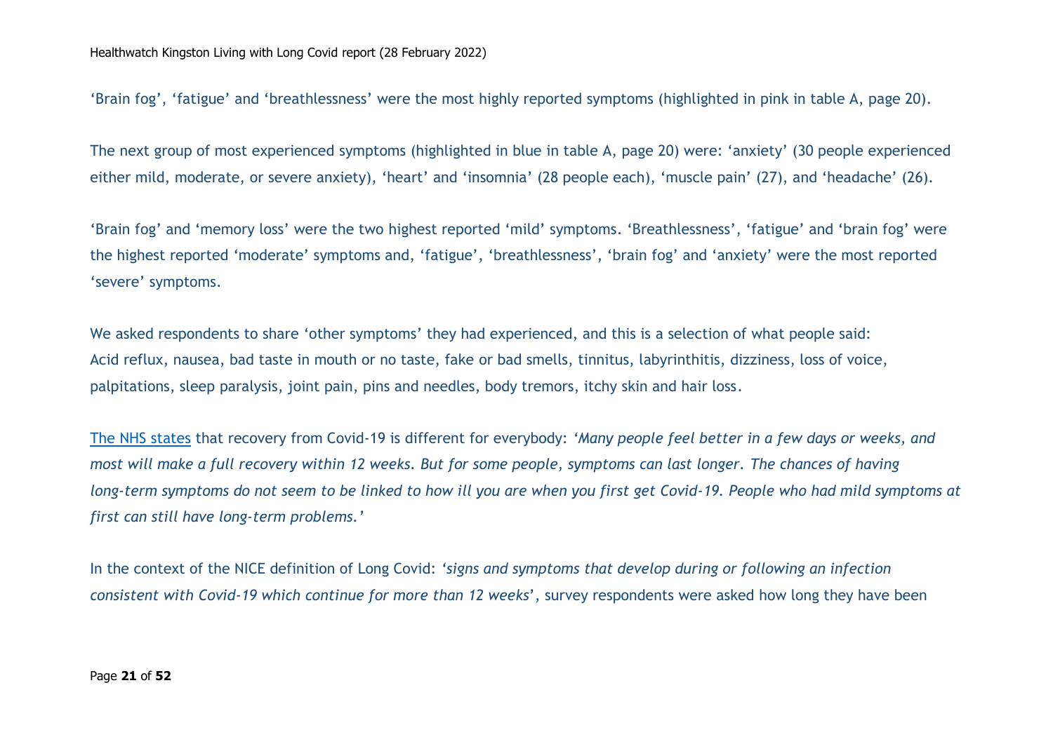'Brain fog', 'fatigue' and 'breathlessness' were the most highly reported symptoms (highlighted in pink in table A, page 20).

The next group of most experienced symptoms (highlighted in blue in table A, page 20) were: 'anxiety' (30 people experienced either mild, moderate, or severe anxiety), 'heart' and 'insomnia' (28 people each), 'muscle pain' (27), and 'headache' (26).

'Brain fog' and 'memory loss' were the two highest reported 'mild' symptoms. 'Breathlessness', 'fatigue' and 'brain fog' were the highest reported 'moderate' symptoms and, 'fatigue', 'breathlessness', 'brain fog' and 'anxiety' were the most reported 'severe' symptoms.

We asked respondents to share 'other symptoms' they had experienced, and this is a selection of what people said:
Acid reflux, nausea, bad taste in mouth or no taste, fake or bad smells, tinnitus, labyrinthitis, dizziness, loss of voice, palpitations, sleep paralysis, joint pain, pins and needles, body tremors, itchy skin and hair loss.

The NHS states that recovery from Covid-19 is different for everybody: *'Many people feel better in a few days or weeks, and most will make a full recovery within 12 weeks. But for some people, symptoms can last longer. The chances of having long-term symptoms do not seem to be linked to how ill you are when you first get Covid-19. People who had mild symptoms at first can still have long-term problems.'*

In the context of the NICE definition of Long Covid: *'signs and symptoms that develop during or following an infection consistent with Covid-19 which continue for more than 12 weeks'*, survey respondents were asked how long they have been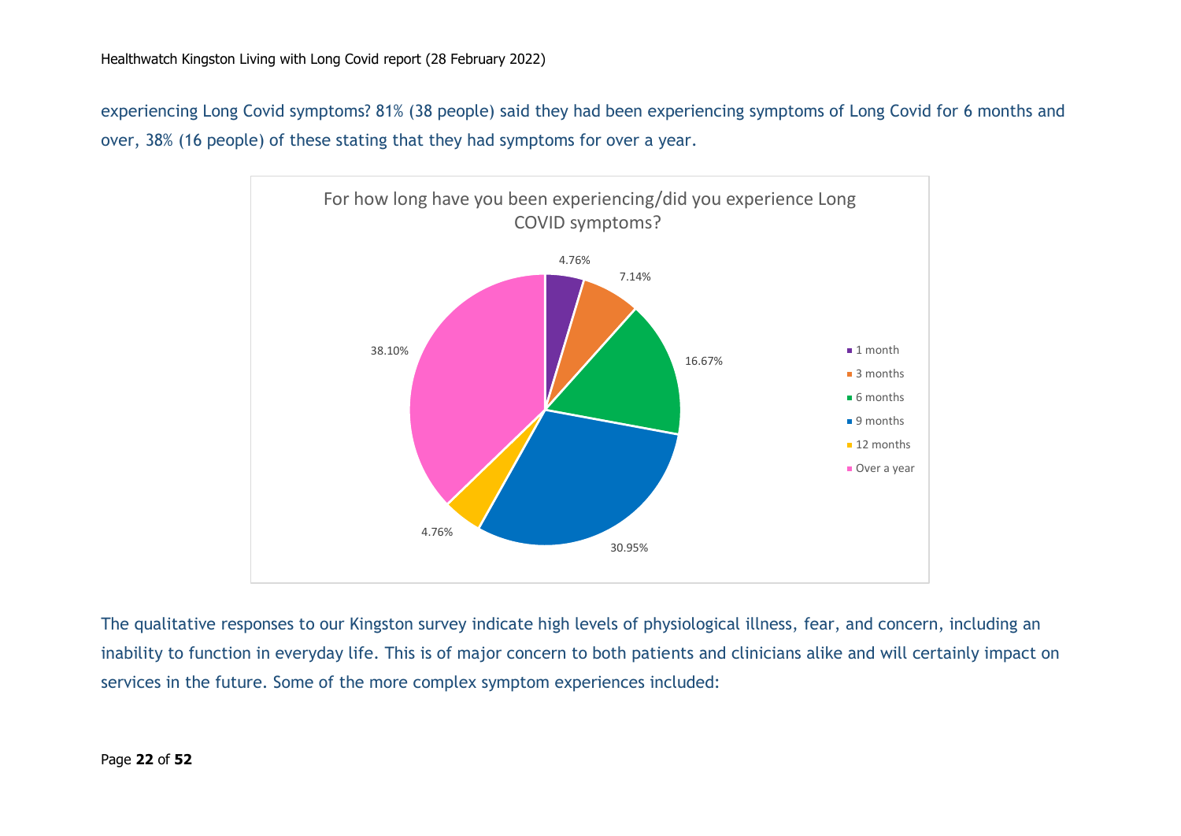experiencing Long Covid symptoms? 81% (38 people) said they had been experiencing symptoms of Long Covid for 6 months and over, 38% (16 people) of these stating that they had symptoms for over a year.

For how long have you been experiencing/did you experience Long COVID symptoms?

| Duration | Percentage |
| --- | --- |
| 1 month | 4.76% |
| 3 months | 7.14% |
| 6 months | 16.67% |
| 9 months | 30.95% |
| 12 months | 4.76% |
| Over a year | 38.10% |

The qualitative responses to our Kingston survey indicate high levels of physiological illness, fear, and concern, including an inability to function in everyday life. This is of major concern to both patients and clinicians alike and will certainly impact on services in the future. Some of the more complex symptom experiences included: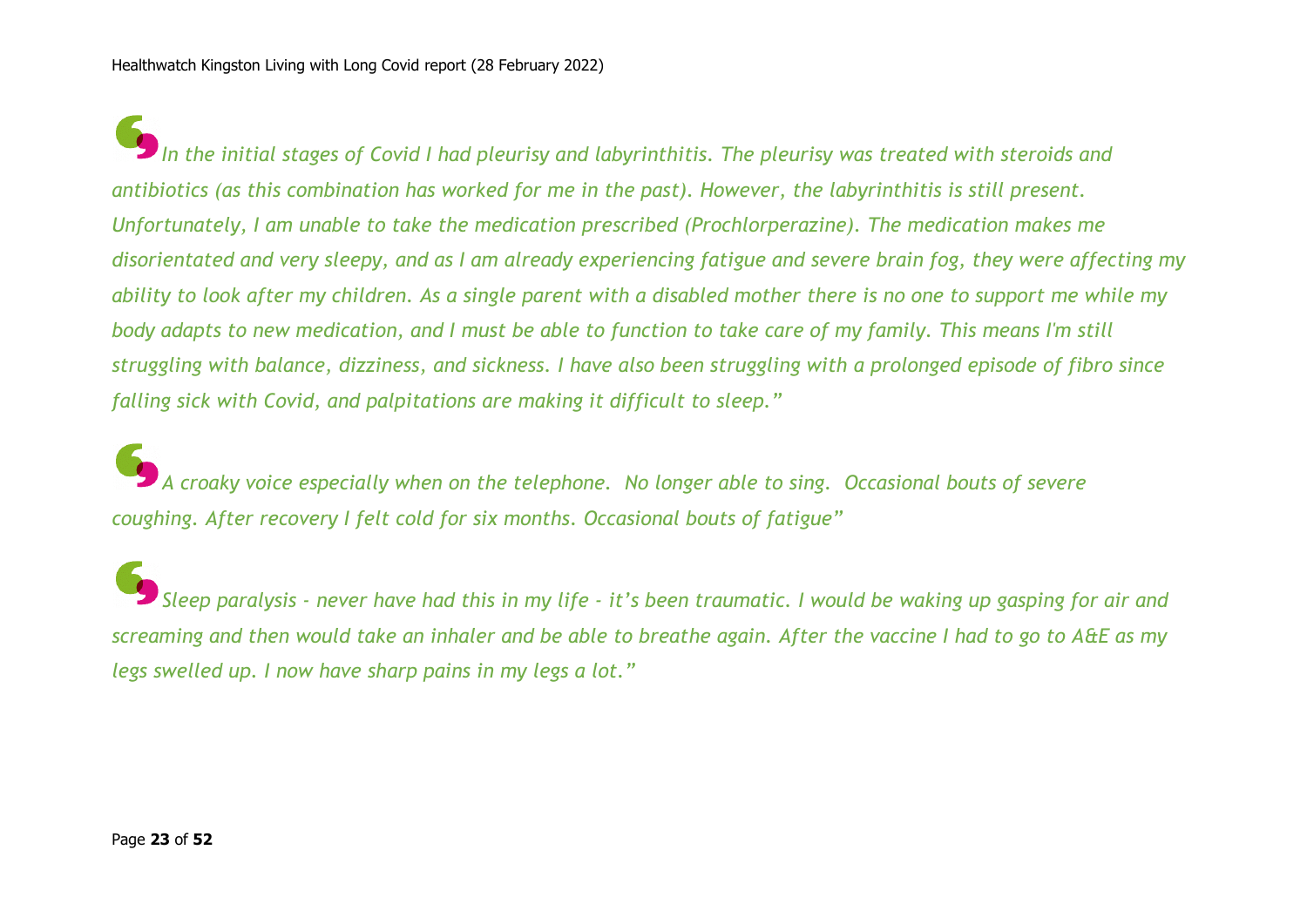*In the initial stages of Covid I had pleurisy and labyrinthitis. The pleurisy was treated with steroids and antibiotics (as this combination has worked for me in the past). However, the labyrinthitis is still present. Unfortunately, I am unable to take the medication prescribed (Prochlorperazine). The medication makes me disorientated and very sleepy, and as I am already experiencing fatigue and severe brain fog, they were affecting my ability to look after my children. As a single parent with a disabled mother there is no one to support me while my body adapts to new medication, and I must be able to function to take care of my family. This means I'm still struggling with balance, dizziness, and sickness. I have also been struggling with a prolonged episode of fibro since falling sick with Covid, and palpitations are making it difficult to sleep."*

*A croaky voice especially when on the telephone. No longer able to sing. Occasional bouts of severe coughing. After recovery I felt cold for six months. Occasional bouts of fatigue"*

*Sleep paralysis - never have had this in my life - it's been traumatic. I would be waking up gasping for air and screaming and then would take an inhaler and be able to breathe again. After the vaccine I had to go to A&E as my legs swelled up. I now have sharp pains in my legs a lot."*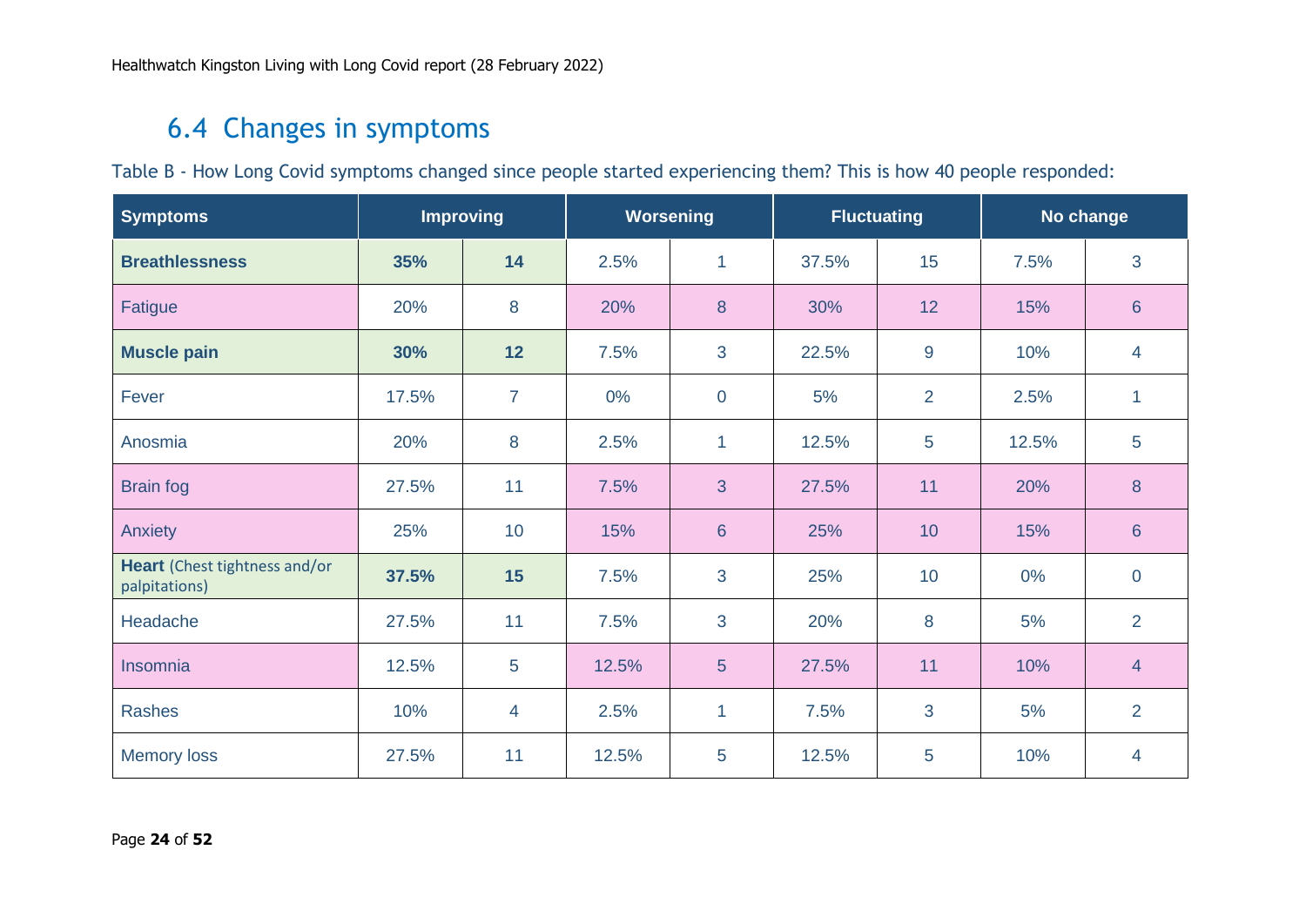## 6.4 Changes in symptoms

Table B - How Long Covid symptoms changed since people started experiencing them? This is how 40 people responded:

| Symptoms | Improving | | Worsening | | Fluctuating | | No change | |
|---|---|---|---|---|---|---|---|---|
| **Breathlessness** | **35%** | **14** | 2.5% | 1 | 37.5% | 15 | 7.5% | 3 |
| Fatigue | 20% | 8 | 20% | 8 | 30% | 12 | 15% | 6 |
| **Muscle pain** | **30%** | **12** | 7.5% | 3 | 22.5% | 9 | 10% | 4 |
| Fever | 17.5% | 7 | 0% | 0 | 5% | 2 | 2.5% | 1 |
| Anosmia | 20% | 8 | 2.5% | 1 | 12.5% | 5 | 12.5% | 5 |
| Brain fog | 27.5% | 11 | 7.5% | 3 | 27.5% | 11 | 20% | 8 |
| Anxiety | 25% | 10 | 15% | 6 | 25% | 10 | 15% | 6 |
| **Heart** (Chest tightness and/or palpitations) | **37.5%** | **15** | 7.5% | 3 | 25% | 10 | 0% | 0 |
| Headache | 27.5% | 11 | 7.5% | 3 | 20% | 8 | 5% | 2 |
| Insomnia | 12.5% | 5 | 12.5% | 5 | 27.5% | 11 | 10% | 4 |
| Rashes | 10% | 4 | 2.5% | 1 | 7.5% | 3 | 5% | 2 |
| Memory loss | 27.5% | 11 | 12.5% | 5 | 12.5% | 5 | 10% | 4 |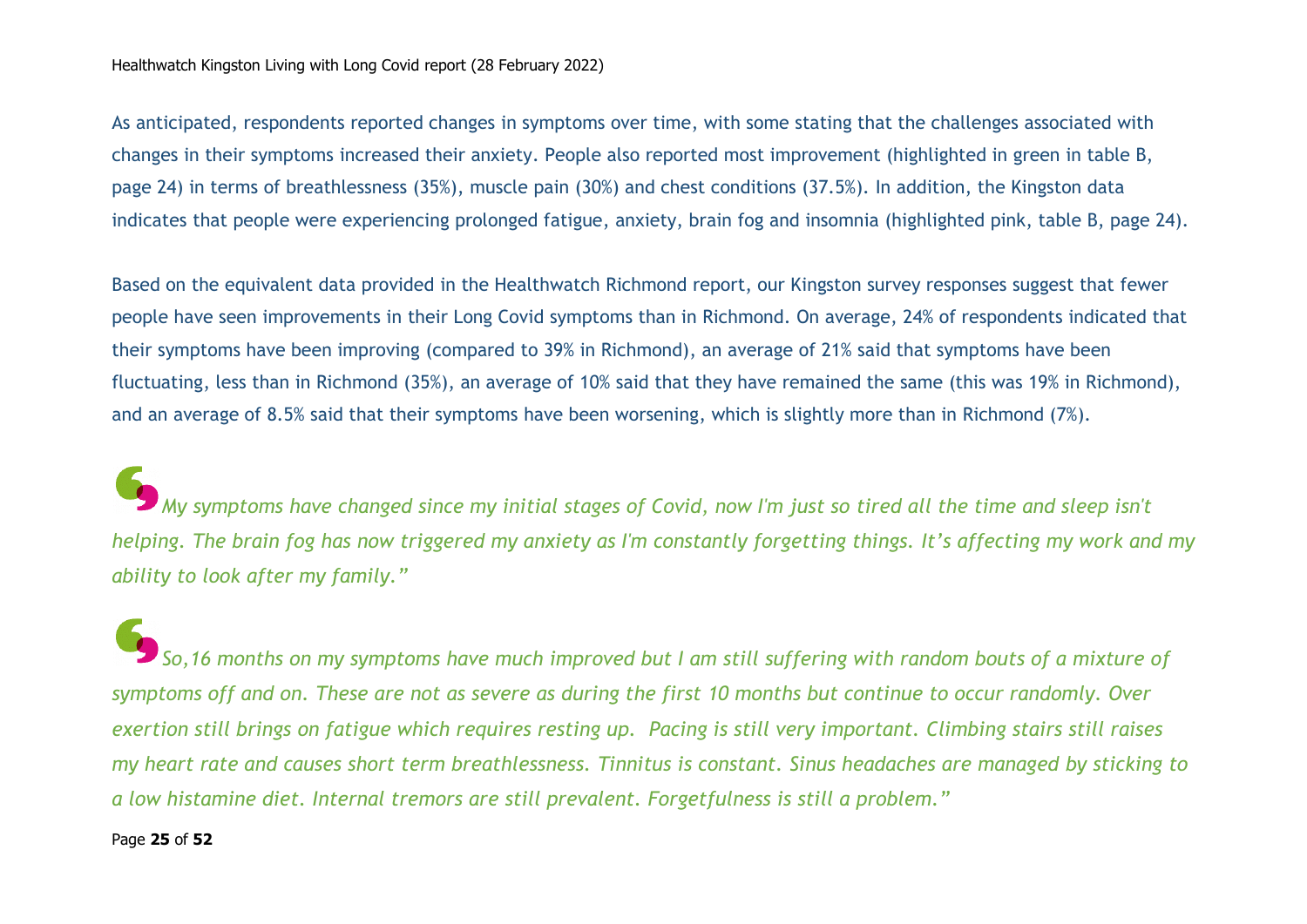As anticipated, respondents reported changes in symptoms over time, with some stating that the challenges associated with changes in their symptoms increased their anxiety. People also reported most improvement (highlighted in green in table B, page 24) in terms of breathlessness (35%), muscle pain (30%) and chest conditions (37.5%). In addition, the Kingston data indicates that people were experiencing prolonged fatigue, anxiety, brain fog and insomnia (highlighted pink, table B, page 24).

Based on the equivalent data provided in the Healthwatch Richmond report, our Kingston survey responses suggest that fewer people have seen improvements in their Long Covid symptoms than in Richmond. On average, 24% of respondents indicated that their symptoms have been improving (compared to 39% in Richmond), an average of 21% said that symptoms have been fluctuating, less than in Richmond (35%), an average of 10% said that they have remained the same (this was 19% in Richmond), and an average of 8.5% said that their symptoms have been worsening, which is slightly more than in Richmond (7%).

*My symptoms have changed since my initial stages of Covid, now I'm just so tired all the time and sleep isn't helping. The brain fog has now triggered my anxiety as I'm constantly forgetting things. It's affecting my work and my ability to look after my family."*

*So,16 months on my symptoms have much improved but I am still suffering with random bouts of a mixture of symptoms off and on. These are not as severe as during the first 10 months but continue to occur randomly. Over exertion still brings on fatigue which requires resting up. Pacing is still very important. Climbing stairs still raises my heart rate and causes short term breathlessness. Tinnitus is constant. Sinus headaches are managed by sticking to a low histamine diet. Internal tremors are still prevalent. Forgetfulness is still a problem."*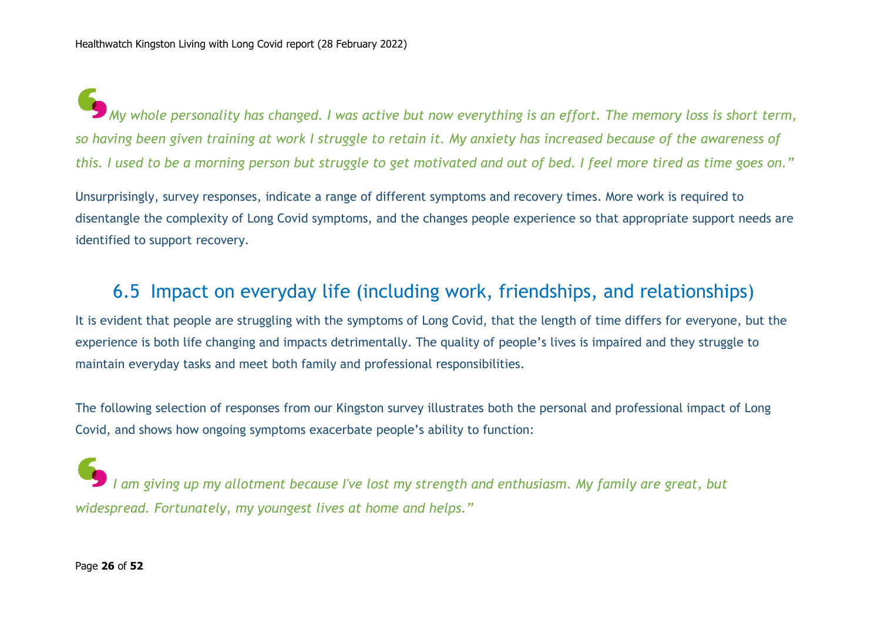*My whole personality has changed. I was active but now everything is an effort. The memory loss is short term, so having been given training at work I struggle to retain it. My anxiety has increased because of the awareness of this. I used to be a morning person but struggle to get motivated and out of bed. I feel more tired as time goes on."*

Unsurprisingly, survey responses, indicate a range of different symptoms and recovery times. More work is required to disentangle the complexity of Long Covid symptoms, and the changes people experience so that appropriate support needs are identified to support recovery.

## 6.5 Impact on everyday life (including work, friendships, and relationships)

It is evident that people are struggling with the symptoms of Long Covid, that the length of time differs for everyone, but the experience is both life changing and impacts detrimentally. The quality of people's lives is impaired and they struggle to maintain everyday tasks and meet both family and professional responsibilities.

The following selection of responses from our Kingston survey illustrates both the personal and professional impact of Long Covid, and shows how ongoing symptoms exacerbate people's ability to function:

*I am giving up my allotment because I've lost my strength and enthusiasm. My family are great, but widespread. Fortunately, my youngest lives at home and helps."*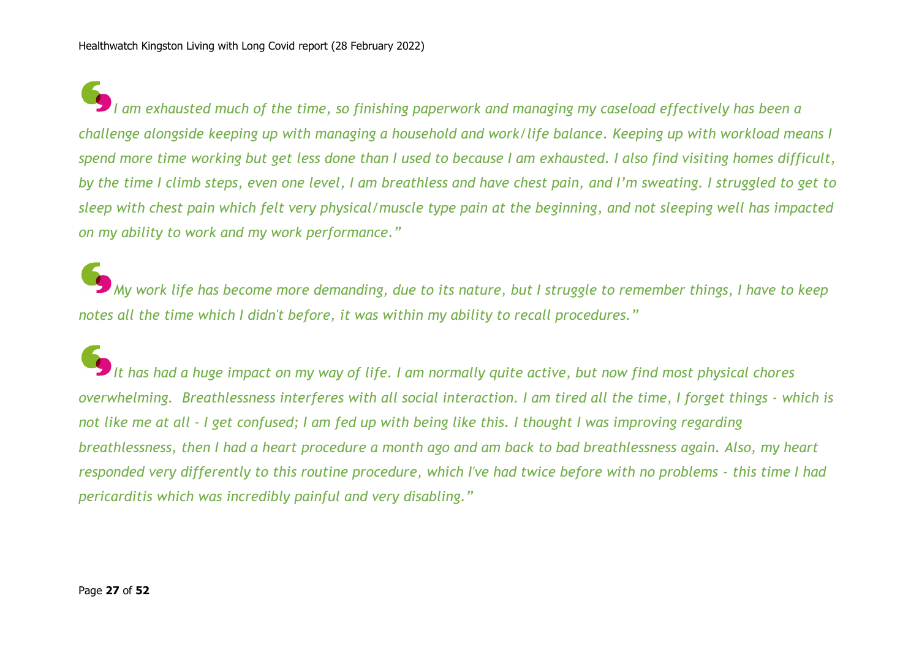*I am exhausted much of the time, so finishing paperwork and managing my caseload effectively has been a challenge alongside keeping up with managing a household and work/life balance. Keeping up with workload means I spend more time working but get less done than I used to because I am exhausted. I also find visiting homes difficult, by the time I climb steps, even one level, I am breathless and have chest pain, and I'm sweating. I struggled to get to sleep with chest pain which felt very physical/muscle type pain at the beginning, and not sleeping well has impacted on my ability to work and my work performance."*

*My work life has become more demanding, due to its nature, but I struggle to remember things, I have to keep notes all the time which I didn't before, it was within my ability to recall procedures."*

*It has had a huge impact on my way of life. I am normally quite active, but now find most physical chores overwhelming. Breathlessness interferes with all social interaction. I am tired all the time, I forget things - which is not like me at all - I get confused; I am fed up with being like this. I thought I was improving regarding breathlessness, then I had a heart procedure a month ago and am back to bad breathlessness again. Also, my heart responded very differently to this routine procedure, which I've had twice before with no problems - this time I had pericarditis which was incredibly painful and very disabling."*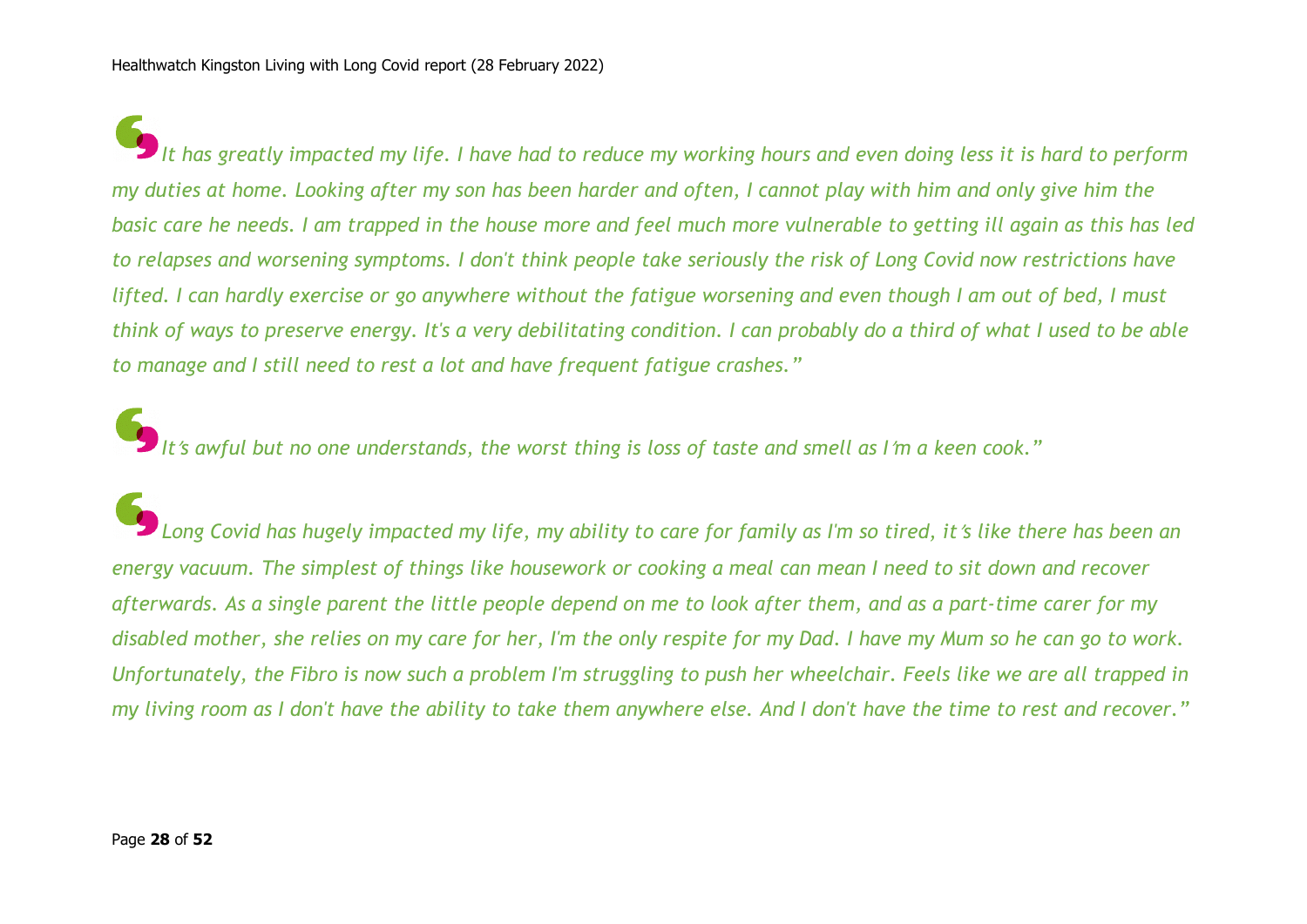*It has greatly impacted my life. I have had to reduce my working hours and even doing less it is hard to perform my duties at home. Looking after my son has been harder and often, I cannot play with him and only give him the basic care he needs. I am trapped in the house more and feel much more vulnerable to getting ill again as this has led to relapses and worsening symptoms. I don't think people take seriously the risk of Long Covid now restrictions have lifted. I can hardly exercise or go anywhere without the fatigue worsening and even though I am out of bed, I must think of ways to preserve energy. It's a very debilitating condition. I can probably do a third of what I used to be able to manage and I still need to rest a lot and have frequent fatigue crashes."*

*It's awful but no one understands, the worst thing is loss of taste and smell as I'm a keen cook."*

*Long Covid has hugely impacted my life, my ability to care for family as I'm so tired, it's like there has been an energy vacuum. The simplest of things like housework or cooking a meal can mean I need to sit down and recover afterwards. As a single parent the little people depend on me to look after them, and as a part-time carer for my disabled mother, she relies on my care for her, I'm the only respite for my Dad. I have my Mum so he can go to work. Unfortunately, the Fibro is now such a problem I'm struggling to push her wheelchair. Feels like we are all trapped in my living room as I don't have the ability to take them anywhere else. And I don't have the time to rest and recover."*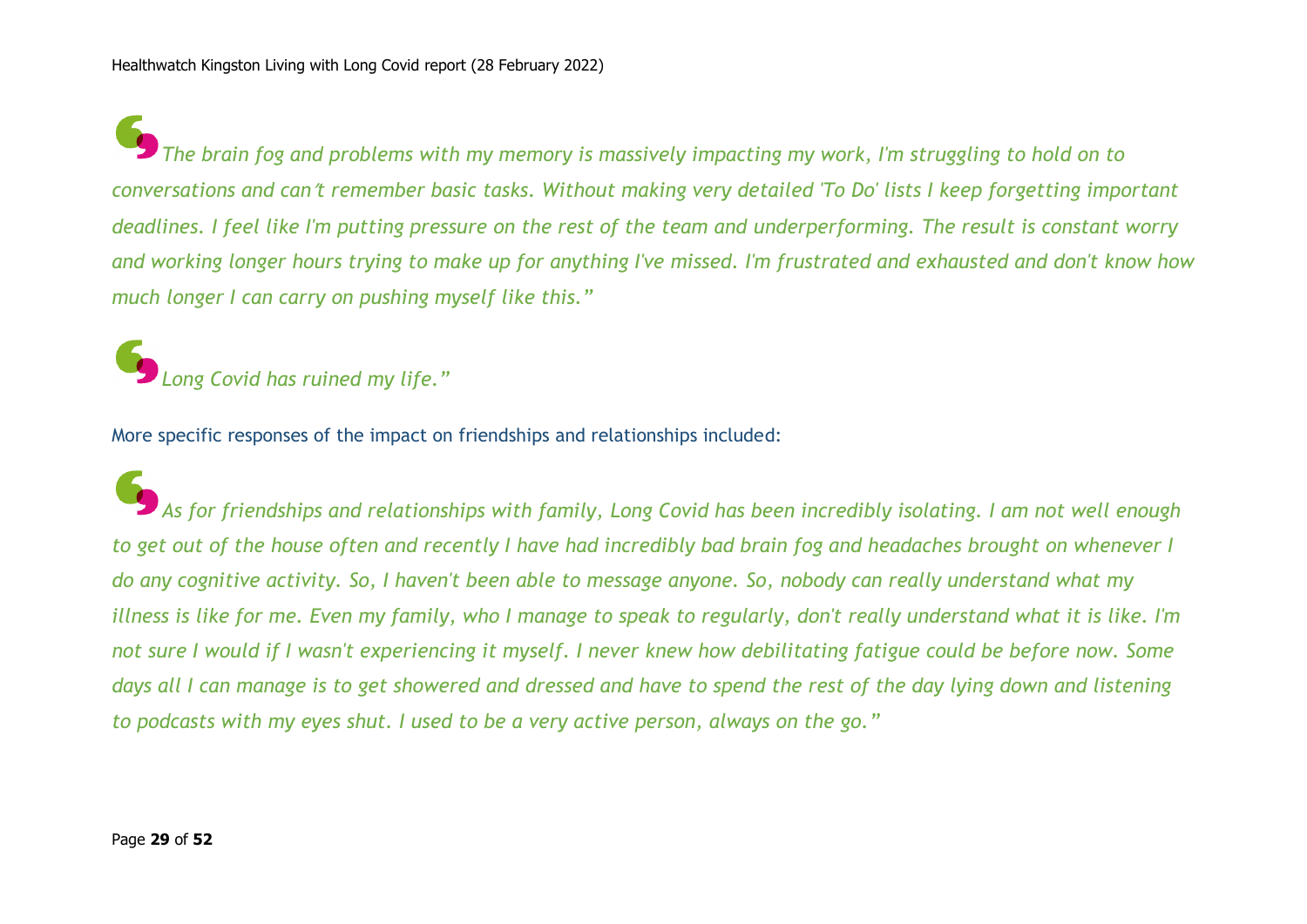*"The brain fog and problems with my memory is massively impacting my work, I'm struggling to hold on to conversations and can't remember basic tasks. Without making very detailed 'To Do' lists I keep forgetting important deadlines. I feel like I'm putting pressure on the rest of the team and underperforming. The result is constant worry and working longer hours trying to make up for anything I've missed. I'm frustrated and exhausted and don't know how much longer I can carry on pushing myself like this."*

*"Long Covid has ruined my life."*

More specific responses of the impact on friendships and relationships included:

*"As for friendships and relationships with family, Long Covid has been incredibly isolating. I am not well enough to get out of the house often and recently I have had incredibly bad brain fog and headaches brought on whenever I do any cognitive activity. So, I haven't been able to message anyone. So, nobody can really understand what my illness is like for me. Even my family, who I manage to speak to regularly, don't really understand what it is like. I'm not sure I would if I wasn't experiencing it myself. I never knew how debilitating fatigue could be before now. Some days all I can manage is to get showered and dressed and have to spend the rest of the day lying down and listening to podcasts with my eyes shut. I used to be a very active person, always on the go."*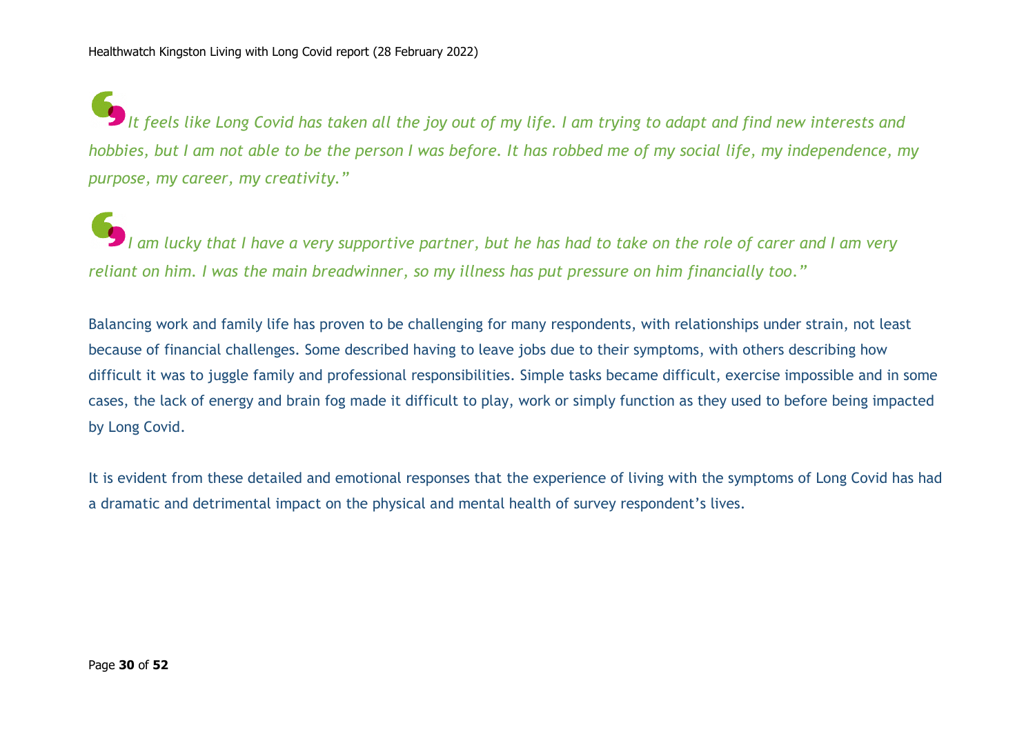*It feels like Long Covid has taken all the joy out of my life. I am trying to adapt and find new interests and hobbies, but I am not able to be the person I was before. It has robbed me of my social life, my independence, my purpose, my career, my creativity."*

*I am lucky that I have a very supportive partner, but he has had to take on the role of carer and I am very reliant on him. I was the main breadwinner, so my illness has put pressure on him financially too."*

Balancing work and family life has proven to be challenging for many respondents, with relationships under strain, not least because of financial challenges. Some described having to leave jobs due to their symptoms, with others describing how difficult it was to juggle family and professional responsibilities. Simple tasks became difficult, exercise impossible and in some cases, the lack of energy and brain fog made it difficult to play, work or simply function as they used to before being impacted by Long Covid.

It is evident from these detailed and emotional responses that the experience of living with the symptoms of Long Covid has had a dramatic and detrimental impact on the physical and mental health of survey respondent's lives.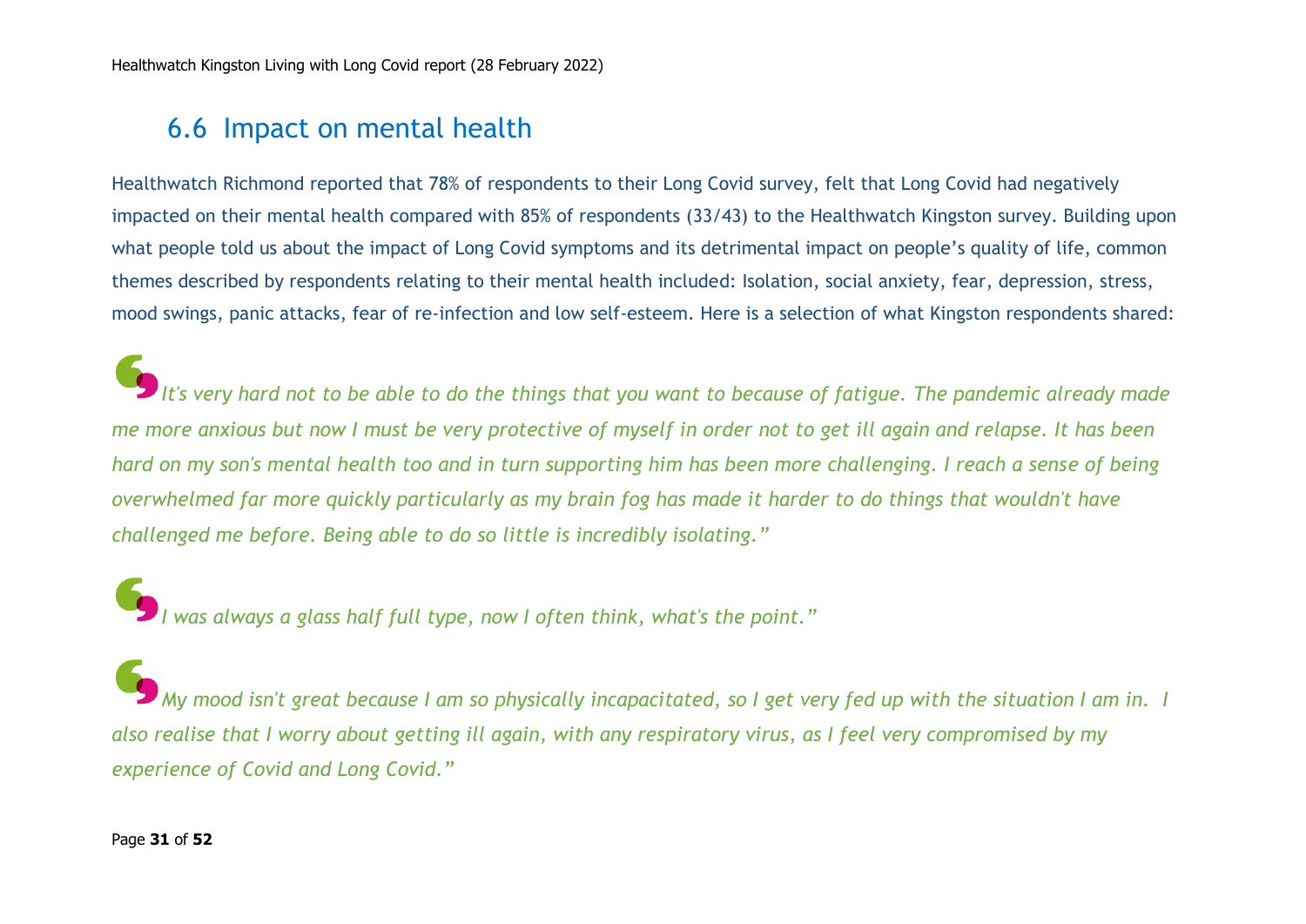## 6.6 Impact on mental health

Healthwatch Richmond reported that 78% of respondents to their Long Covid survey, felt that Long Covid had negatively impacted on their mental health compared with 85% of respondents (33/43) to the Healthwatch Kingston survey. Building upon what people told us about the impact of Long Covid symptoms and its detrimental impact on people's quality of life, common themes described by respondents relating to their mental health included: Isolation, social anxiety, fear, depression, stress, mood swings, panic attacks, fear of re-infection and low self-esteem. Here is a selection of what Kingston respondents shared:

*It's very hard not to be able to do the things that you want to because of fatigue. The pandemic already made me more anxious but now I must be very protective of myself in order not to get ill again and relapse. It has been hard on my son's mental health too and in turn supporting him has been more challenging. I reach a sense of being overwhelmed far more quickly particularly as my brain fog has made it harder to do things that wouldn't have challenged me before. Being able to do so little is incredibly isolating."*

*I was always a glass half full type, now I often think, what's the point."*

*My mood isn't great because I am so physically incapacitated, so I get very fed up with the situation I am in. I also realise that I worry about getting ill again, with any respiratory virus, as I feel very compromised by my experience of Covid and Long Covid."*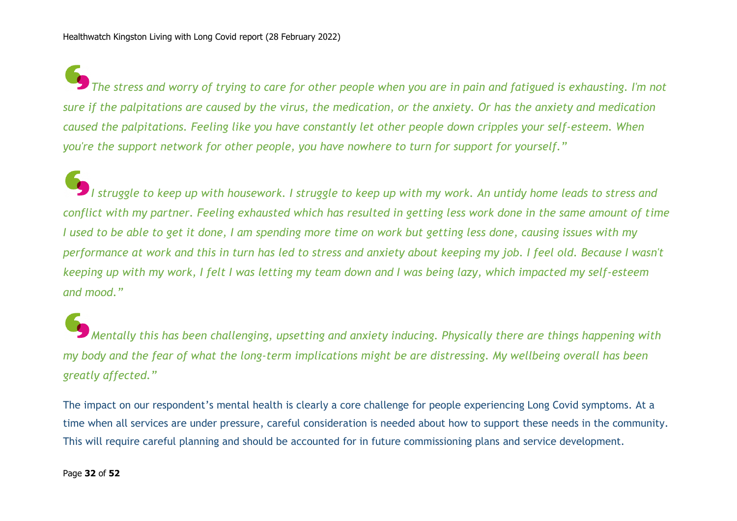*"The stress and worry of trying to care for other people when you are in pain and fatigued is exhausting. I'm not sure if the palpitations are caused by the virus, the medication, or the anxiety. Or has the anxiety and medication caused the palpitations. Feeling like you have constantly let other people down cripples your self-esteem. When you're the support network for other people, you have nowhere to turn for support for yourself."*

*"I struggle to keep up with housework. I struggle to keep up with my work. An untidy home leads to stress and conflict with my partner. Feeling exhausted which has resulted in getting less work done in the same amount of time I used to be able to get it done, I am spending more time on work but getting less done, causing issues with my performance at work and this in turn has led to stress and anxiety about keeping my job. I feel old. Because I wasn't keeping up with my work, I felt I was letting my team down and I was being lazy, which impacted my self-esteem and mood."*

*"Mentally this has been challenging, upsetting and anxiety inducing. Physically there are things happening with my body and the fear of what the long-term implications might be are distressing. My wellbeing overall has been greatly affected."*

The impact on our respondent's mental health is clearly a core challenge for people experiencing Long Covid symptoms. At a time when all services are under pressure, careful consideration is needed about how to support these needs in the community. This will require careful planning and should be accounted for in future commissioning plans and service development.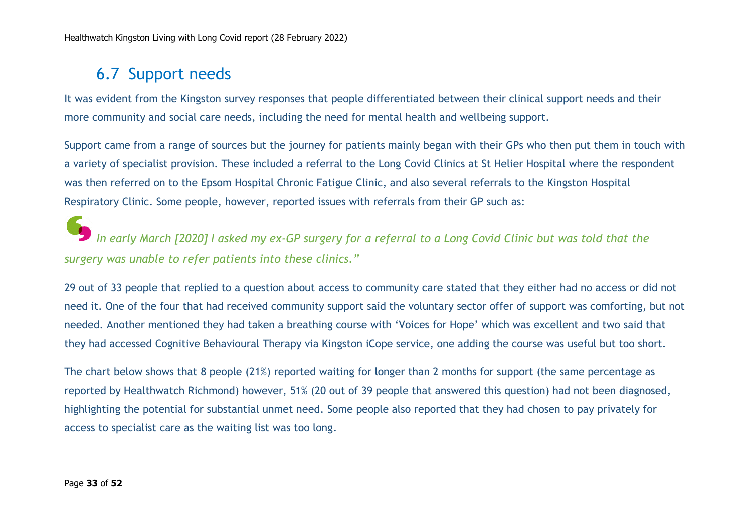## 6.7 Support needs

It was evident from the Kingston survey responses that people differentiated between their clinical support needs and their more community and social care needs, including the need for mental health and wellbeing support.

Support came from a range of sources but the journey for patients mainly began with their GPs who then put them in touch with a variety of specialist provision. These included a referral to the Long Covid Clinics at St Helier Hospital where the respondent was then referred on to the Epsom Hospital Chronic Fatigue Clinic, and also several referrals to the Kingston Hospital Respiratory Clinic. Some people, however, reported issues with referrals from their GP such as:

*In early March [2020] I asked my ex-GP surgery for a referral to a Long Covid Clinic but was told that the surgery was unable to refer patients into these clinics."*

29 out of 33 people that replied to a question about access to community care stated that they either had no access or did not need it. One of the four that had received community support said the voluntary sector offer of support was comforting, but not needed. Another mentioned they had taken a breathing course with 'Voices for Hope' which was excellent and two said that they had accessed Cognitive Behavioural Therapy via Kingston iCope service, one adding the course was useful but too short.

The chart below shows that 8 people (21%) reported waiting for longer than 2 months for support (the same percentage as reported by Healthwatch Richmond) however, 51% (20 out of 39 people that answered this question) had not been diagnosed, highlighting the potential for substantial unmet need. Some people also reported that they had chosen to pay privately for access to specialist care as the waiting list was too long.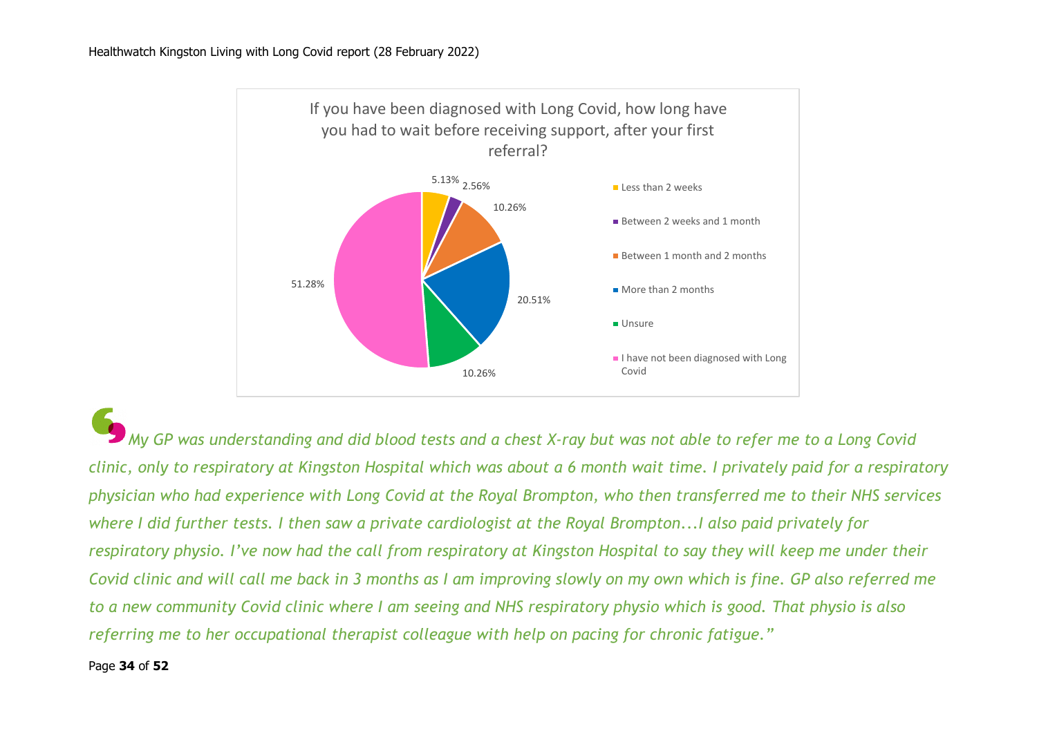**If you have been diagnosed with Long Covid, how long have you had to wait before receiving support, after your first referral?**

| Response | Percentage |
|---|---|
| Less than 2 weeks | 5.13% |
| Between 2 weeks and 1 month | 2.56% |
| Between 1 month and 2 months | 10.26% |
| More than 2 months | 20.51% |
| Unsure | 10.26% |
| I have not been diagnosed with Long Covid | 51.28% |

*"My GP was understanding and did blood tests and a chest X-ray but was not able to refer me to a Long Covid clinic, only to respiratory at Kingston Hospital which was about a 6 month wait time. I privately paid for a respiratory physician who had experience with Long Covid at the Royal Brompton, who then transferred me to their NHS services where I did further tests. I then saw a private cardiologist at the Royal Brompton...I also paid privately for respiratory physio. I've now had the call from respiratory at Kingston Hospital to say they will keep me under their Covid clinic and will call me back in 3 months as I am improving slowly on my own which is fine. GP also referred me to a new community Covid clinic where I am seeing and NHS respiratory physio which is good. That physio is also referring me to her occupational therapist colleague with help on pacing for chronic fatigue."*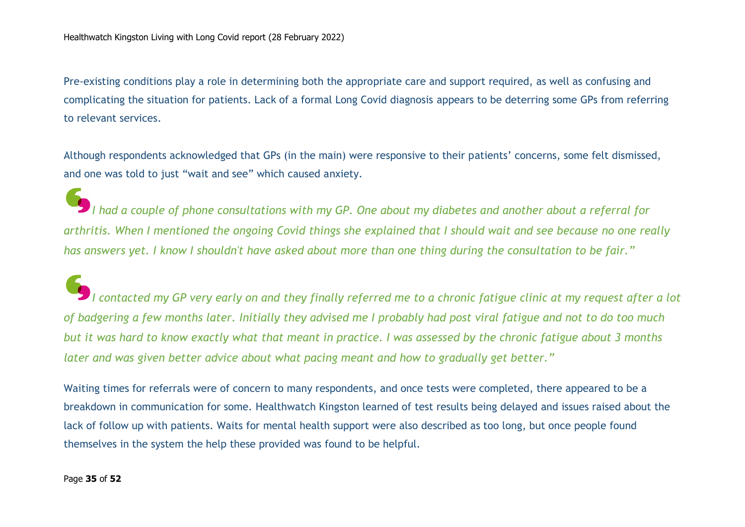Pre-existing conditions play a role in determining both the appropriate care and support required, as well as confusing and complicating the situation for patients. Lack of a formal Long Covid diagnosis appears to be deterring some GPs from referring to relevant services.

Although respondents acknowledged that GPs (in the main) were responsive to their patients' concerns, some felt dismissed, and one was told to just "wait and see" which caused anxiety.

*I had a couple of phone consultations with my GP. One about my diabetes and another about a referral for arthritis. When I mentioned the ongoing Covid things she explained that I should wait and see because no one really has answers yet. I know I shouldn't have asked about more than one thing during the consultation to be fair."*

*I contacted my GP very early on and they finally referred me to a chronic fatigue clinic at my request after a lot of badgering a few months later. Initially they advised me I probably had post viral fatigue and not to do too much but it was hard to know exactly what that meant in practice. I was assessed by the chronic fatigue about 3 months later and was given better advice about what pacing meant and how to gradually get better."*

Waiting times for referrals were of concern to many respondents, and once tests were completed, there appeared to be a breakdown in communication for some. Healthwatch Kingston learned of test results being delayed and issues raised about the lack of follow up with patients. Waits for mental health support were also described as too long, but once people found themselves in the system the help these provided was found to be helpful.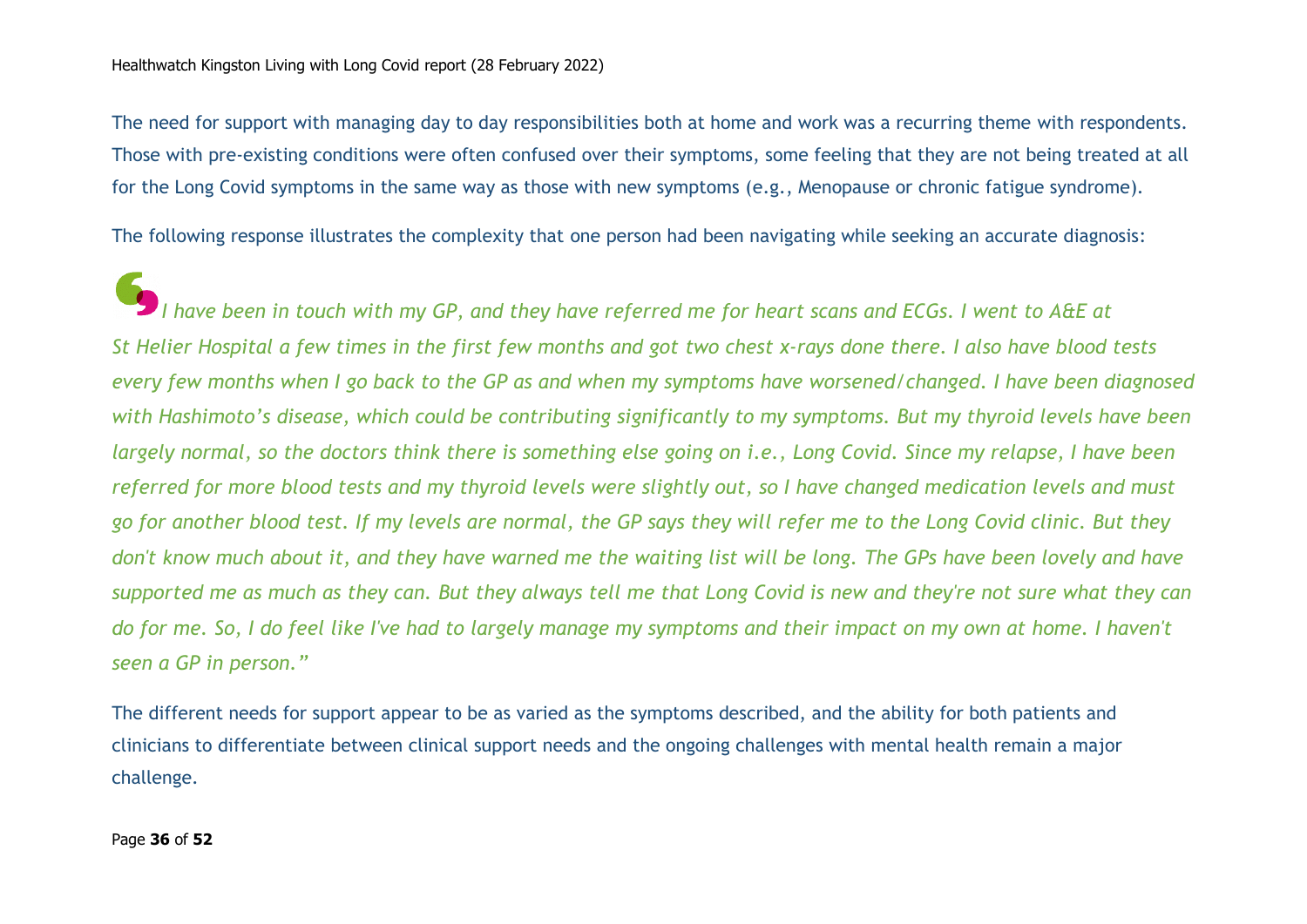The need for support with managing day to day responsibilities both at home and work was a recurring theme with respondents. Those with pre-existing conditions were often confused over their symptoms, some feeling that they are not being treated at all for the Long Covid symptoms in the same way as those with new symptoms (e.g., Menopause or chronic fatigue syndrome).

The following response illustrates the complexity that one person had been navigating while seeking an accurate diagnosis:

*"I have been in touch with my GP, and they have referred me for heart scans and ECGs. I went to A&E at St Helier Hospital a few times in the first few months and got two chest x-rays done there. I also have blood tests every few months when I go back to the GP as and when my symptoms have worsened/changed. I have been diagnosed with Hashimoto's disease, which could be contributing significantly to my symptoms. But my thyroid levels have been largely normal, so the doctors think there is something else going on i.e., Long Covid. Since my relapse, I have been referred for more blood tests and my thyroid levels were slightly out, so I have changed medication levels and must go for another blood test. If my levels are normal, the GP says they will refer me to the Long Covid clinic. But they don't know much about it, and they have warned me the waiting list will be long. The GPs have been lovely and have supported me as much as they can. But they always tell me that Long Covid is new and they're not sure what they can do for me. So, I do feel like I've had to largely manage my symptoms and their impact on my own at home. I haven't seen a GP in person."*

The different needs for support appear to be as varied as the symptoms described, and the ability for both patients and clinicians to differentiate between clinical support needs and the ongoing challenges with mental health remain a major challenge.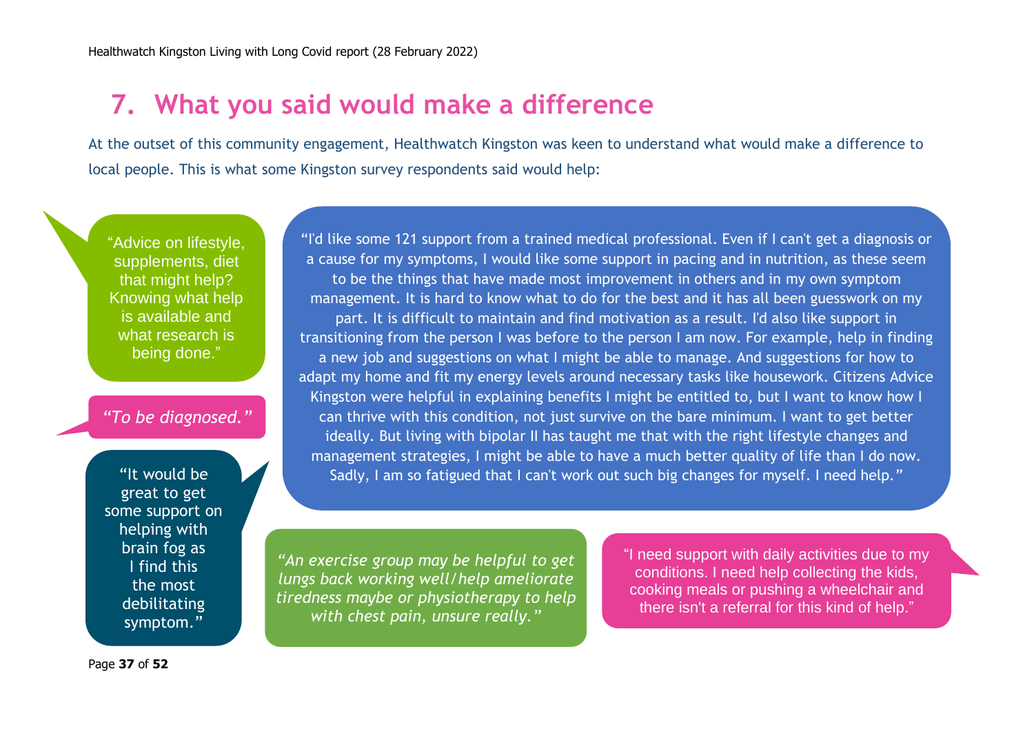# 7. What you said would make a difference

At the outset of this community engagement, Healthwatch Kingston was keen to understand what would make a difference to local people. This is what some Kingston survey respondents said would help:

"Advice on lifestyle, supplements, diet that might help? Knowing what help is available and what research is being done."

*"To be diagnosed."*

"It would be great to get some support on helping with brain fog as I find this the most debilitating symptom."

"I'd like some 121 support from a trained medical professional. Even if I can't get a diagnosis or a cause for my symptoms, I would like some support in pacing and in nutrition, as these seem to be the things that have made most improvement in others and in my own symptom management. It is hard to know what to do for the best and it has all been guesswork on my part. It is difficult to maintain and find motivation as a result. I'd also like support in transitioning from the person I was before to the person I am now. For example, help in finding a new job and suggestions on what I might be able to manage. And suggestions for how to adapt my home and fit my energy levels around necessary tasks like housework. Citizens Advice Kingston were helpful in explaining benefits I might be entitled to, but I want to know how I can thrive with this condition, not just survive on the bare minimum. I want to get better ideally. But living with bipolar II has taught me that with the right lifestyle changes and management strategies, I might be able to have a much better quality of life than I do now. Sadly, I am so fatigued that I can't work out such big changes for myself. I need help."

*"An exercise group may be helpful to get lungs back working well/help ameliorate tiredness maybe or physiotherapy to help with chest pain, unsure really."*

"I need support with daily activities due to my conditions. I need help collecting the kids, cooking meals or pushing a wheelchair and there isn't a referral for this kind of help."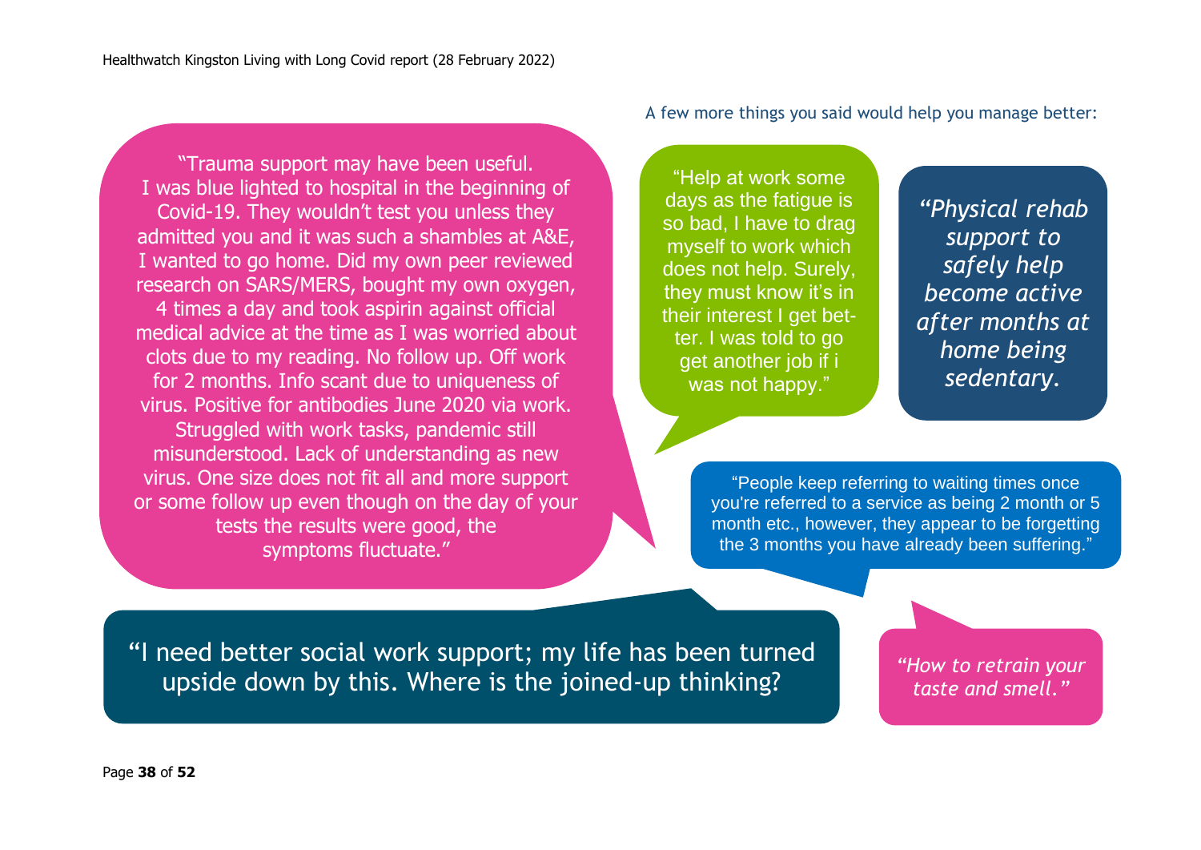A few more things you said would help you manage better:

"Trauma support may have been useful. I was blue lighted to hospital in the beginning of Covid-19. They wouldn't test you unless they admitted you and it was such a shambles at A&E, I wanted to go home. Did my own peer reviewed research on SARS/MERS, bought my own oxygen, 4 times a day and took aspirin against official medical advice at the time as I was worried about clots due to my reading. No follow up. Off work for 2 months. Info scant due to uniqueness of virus. Positive for antibodies June 2020 via work. Struggled with work tasks, pandemic still misunderstood. Lack of understanding as new virus. One size does not fit all and more support or some follow up even though on the day of your tests the results were good, the symptoms fluctuate."

"Help at work some days as the fatigue is so bad, I have to drag myself to work which does not help. Surely, they must know it's in their interest I get better. I was told to go get another job if i was not happy."

*"Physical rehab support to safely help become active after months at home being sedentary.*

"People keep referring to waiting times once you're referred to a service as being 2 month or 5 month etc., however, they appear to be forgetting the 3 months you have already been suffering."

"I need better social work support; my life has been turned upside down by this. Where is the joined-up thinking?

*"How to retrain your taste and smell."*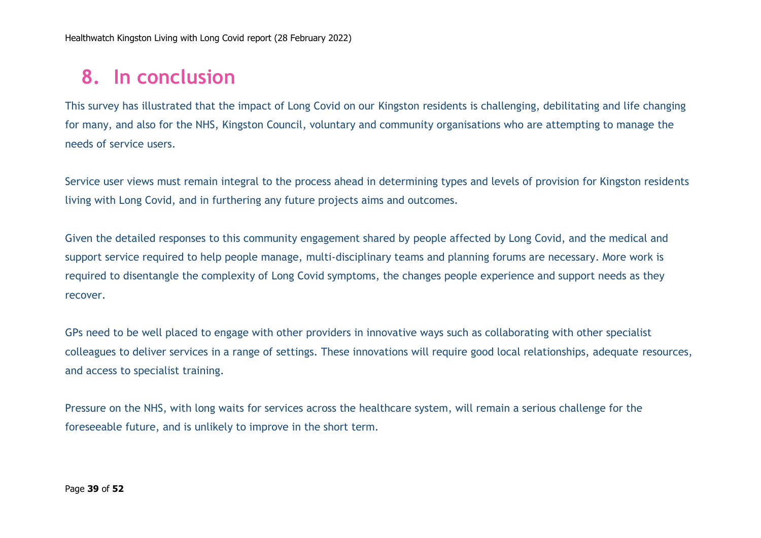# 8. In conclusion

This survey has illustrated that the impact of Long Covid on our Kingston residents is challenging, debilitating and life changing for many, and also for the NHS, Kingston Council, voluntary and community organisations who are attempting to manage the needs of service users.

Service user views must remain integral to the process ahead in determining types and levels of provision for Kingston residents living with Long Covid, and in furthering any future projects aims and outcomes.

Given the detailed responses to this community engagement shared by people affected by Long Covid, and the medical and support service required to help people manage, multi-disciplinary teams and planning forums are necessary. More work is required to disentangle the complexity of Long Covid symptoms, the changes people experience and support needs as they recover.

GPs need to be well placed to engage with other providers in innovative ways such as collaborating with other specialist colleagues to deliver services in a range of settings. These innovations will require good local relationships, adequate resources, and access to specialist training.

Pressure on the NHS, with long waits for services across the healthcare system, will remain a serious challenge for the foreseeable future, and is unlikely to improve in the short term.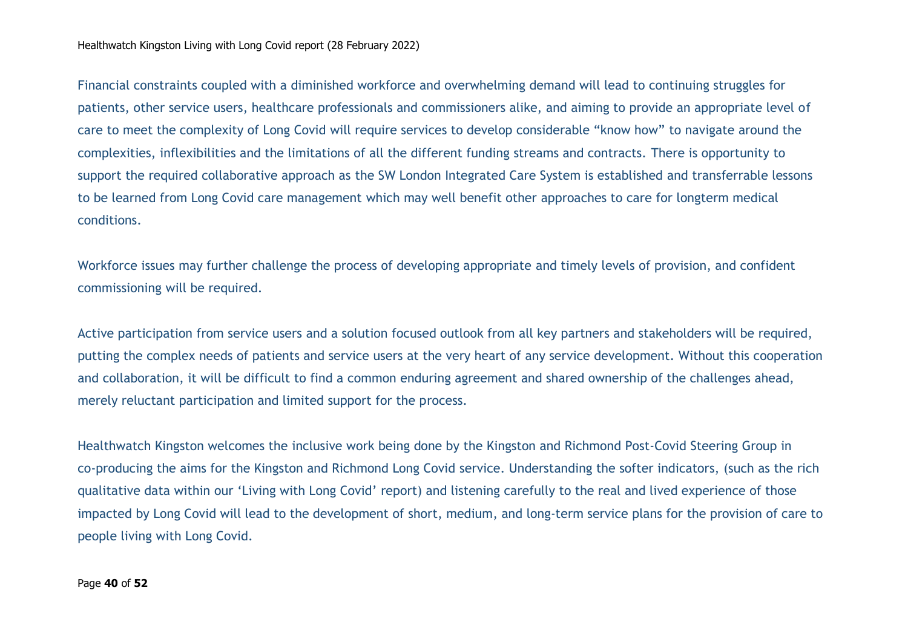Financial constraints coupled with a diminished workforce and overwhelming demand will lead to continuing struggles for patients, other service users, healthcare professionals and commissioners alike, and aiming to provide an appropriate level of care to meet the complexity of Long Covid will require services to develop considerable “know how” to navigate around the complexities, inflexibilities and the limitations of all the different funding streams and contracts. There is opportunity to support the required collaborative approach as the SW London Integrated Care System is established and transferrable lessons to be learned from Long Covid care management which may well benefit other approaches to care for longterm medical conditions.

Workforce issues may further challenge the process of developing appropriate and timely levels of provision, and confident commissioning will be required.

Active participation from service users and a solution focused outlook from all key partners and stakeholders will be required, putting the complex needs of patients and service users at the very heart of any service development. Without this cooperation and collaboration, it will be difficult to find a common enduring agreement and shared ownership of the challenges ahead, merely reluctant participation and limited support for the process.

Healthwatch Kingston welcomes the inclusive work being done by the Kingston and Richmond Post-Covid Steering Group in co-producing the aims for the Kingston and Richmond Long Covid service. Understanding the softer indicators, (such as the rich qualitative data within our ‘Living with Long Covid’ report) and listening carefully to the real and lived experience of those impacted by Long Covid will lead to the development of short, medium, and long-term service plans for the provision of care to people living with Long Covid.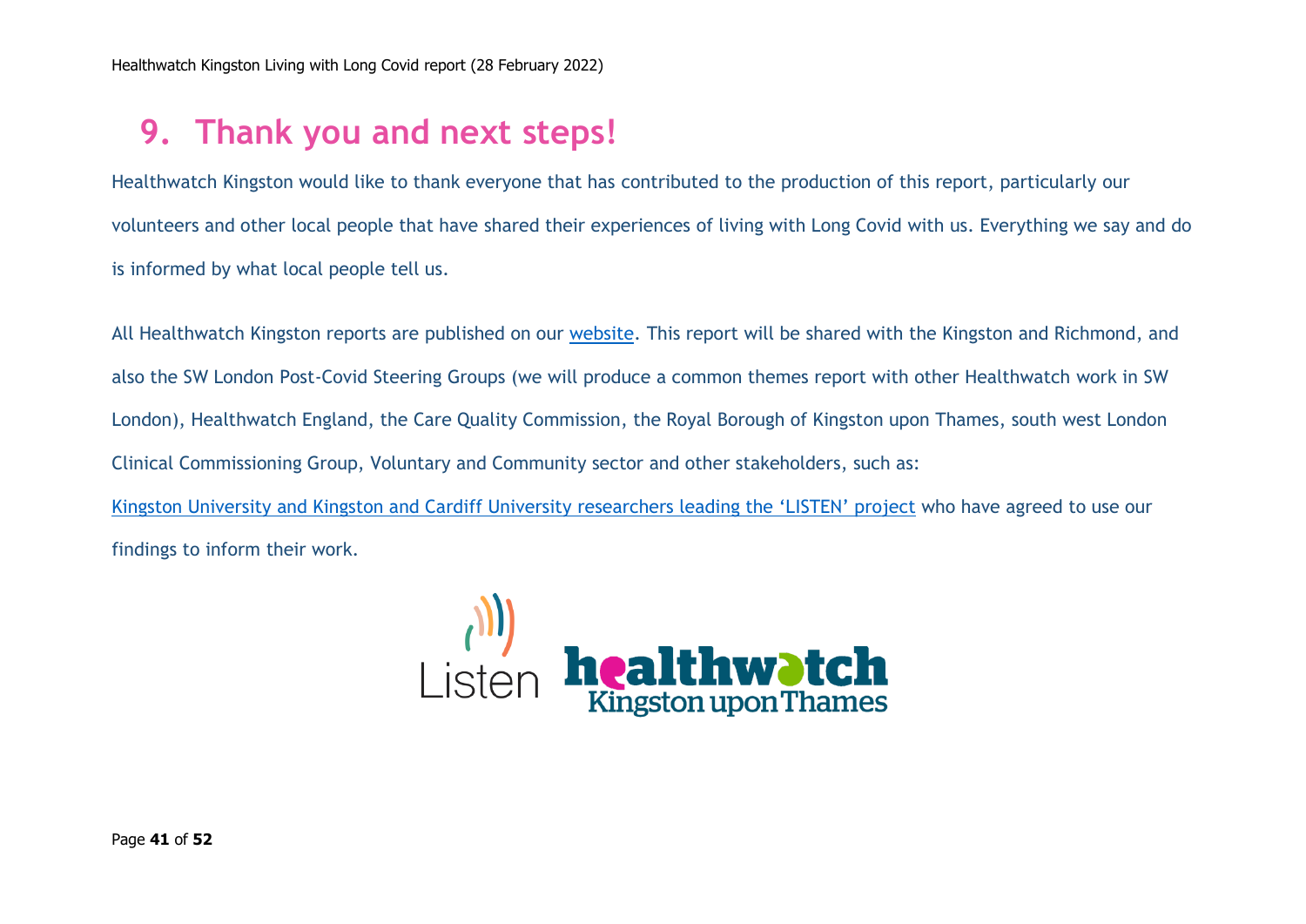# 9. Thank you and next steps!

Healthwatch Kingston would like to thank everyone that has contributed to the production of this report, particularly our volunteers and other local people that have shared their experiences of living with Long Covid with us. Everything we say and do is informed by what local people tell us.

All Healthwatch Kingston reports are published on our [website](). This report will be shared with the Kingston and Richmond, and also the SW London Post-Covid Steering Groups (we will produce a common themes report with other Healthwatch work in SW London), Healthwatch England, the Care Quality Commission, the Royal Borough of Kingston upon Thames, south west London Clinical Commissioning Group, Voluntary and Community sector and other stakeholders, such as:

[Kingston University and Kingston and Cardiff University researchers leading the 'LISTEN' project]() who have agreed to use our findings to inform their work.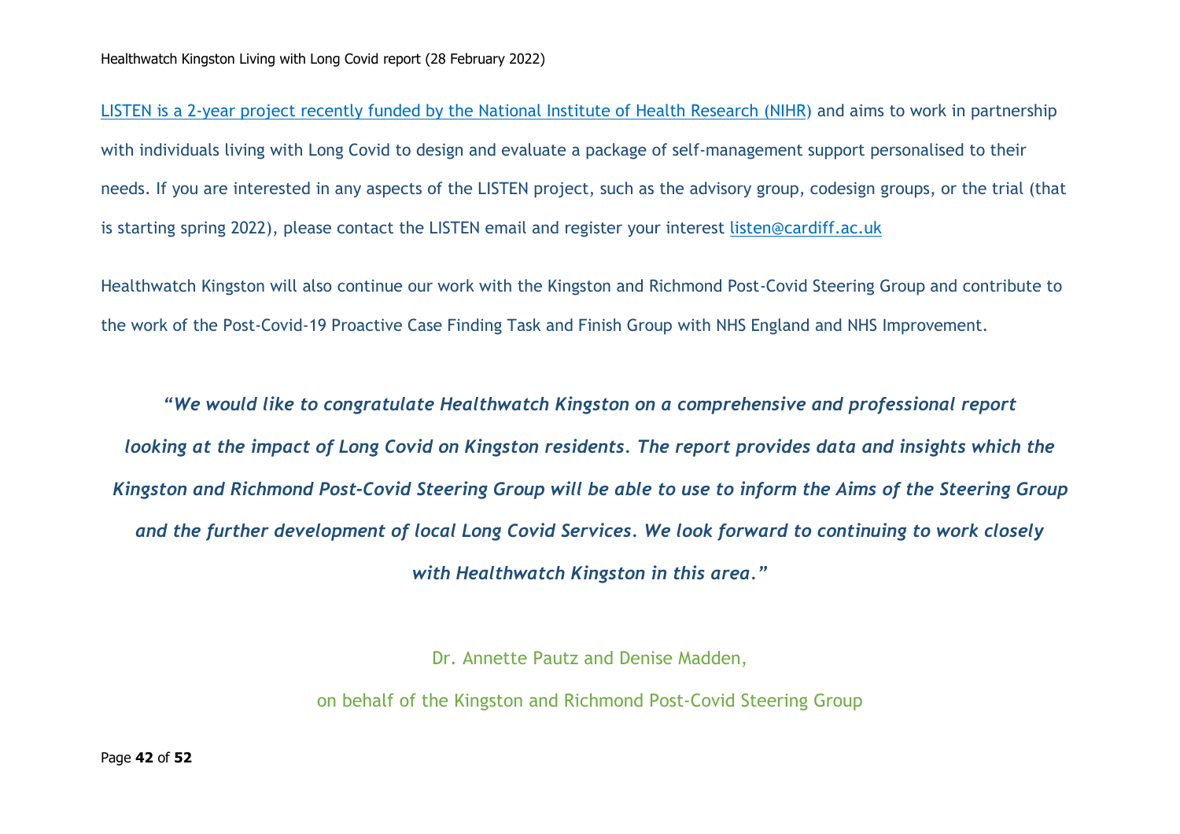LISTEN is a 2-year project recently funded by the National Institute of Health Research (NIHR) and aims to work in partnership with individuals living with Long Covid to design and evaluate a package of self-management support personalised to their needs. If you are interested in any aspects of the LISTEN project, such as the advisory group, codesign groups, or the trial (that is starting spring 2022), please contact the LISTEN email and register your interest listen@cardiff.ac.uk

Healthwatch Kingston will also continue our work with the Kingston and Richmond Post-Covid Steering Group and contribute to the work of the Post-Covid-19 Proactive Case Finding Task and Finish Group with NHS England and NHS Improvement.

***"We would like to congratulate Healthwatch Kingston on a comprehensive and professional report looking at the impact of Long Covid on Kingston residents. The report provides data and insights which the Kingston and Richmond Post-Covid Steering Group will be able to use to inform the Aims of the Steering Group and the further development of local Long Covid Services. We look forward to continuing to work closely with Healthwatch Kingston in this area."***

Dr. Annette Pautz and Denise Madden,

on behalf of the Kingston and Richmond Post-Covid Steering Group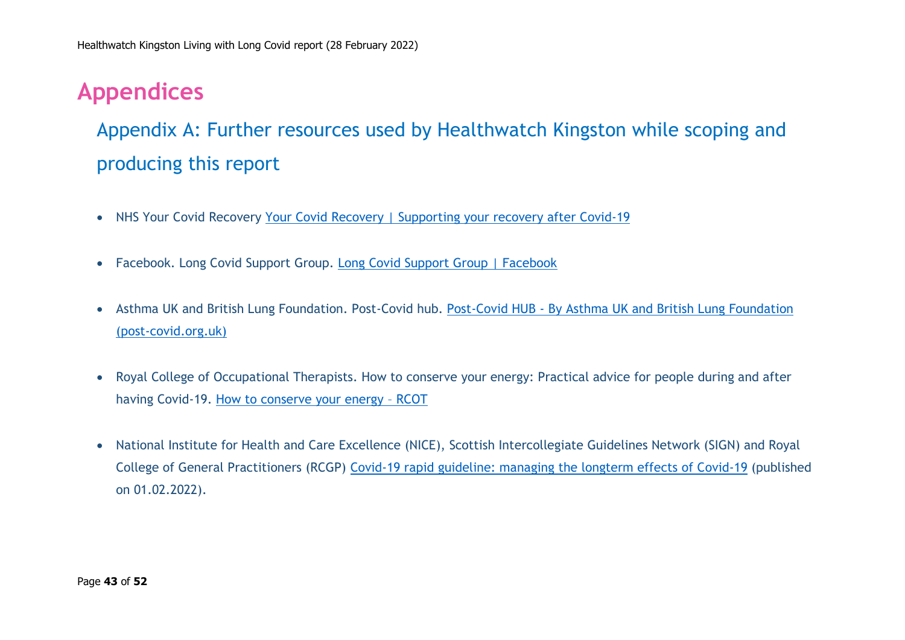# Appendices

## Appendix A: Further resources used by Healthwatch Kingston while scoping and producing this report

- NHS Your Covid Recovery Your Covid Recovery | Supporting your recovery after Covid-19
- Facebook. Long Covid Support Group. Long Covid Support Group | Facebook
- Asthma UK and British Lung Foundation. Post-Covid hub. Post-Covid HUB - By Asthma UK and British Lung Foundation (post-covid.org.uk)
- Royal College of Occupational Therapists. How to conserve your energy: Practical advice for people during and after having Covid-19. How to conserve your energy – RCOT
- National Institute for Health and Care Excellence (NICE), Scottish Intercollegiate Guidelines Network (SIGN) and Royal College of General Practitioners (RCGP) Covid-19 rapid guideline: managing the longterm effects of Covid-19 (published on 01.02.2022).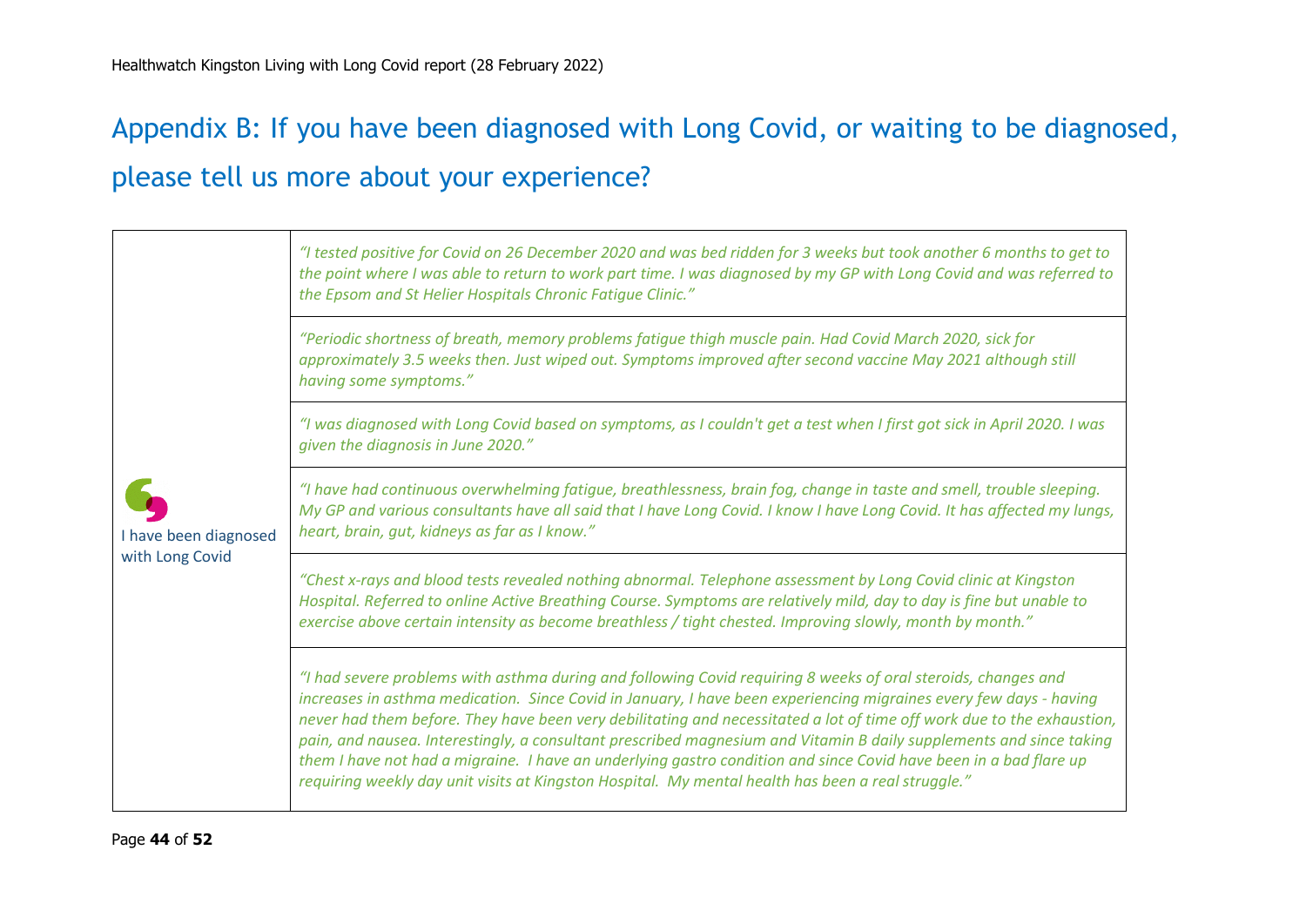## Appendix B: If you have been diagnosed with Long Covid, or waiting to be diagnosed, please tell us more about your experience?

| | |
|---|---|
| I have been diagnosed with Long Covid | *"I tested positive for Covid on 26 December 2020 and was bed ridden for 3 weeks but took another 6 months to get to the point where I was able to return to work part time. I was diagnosed by my GP with Long Covid and was referred to the Epsom and St Helier Hospitals Chronic Fatigue Clinic."* |
| | *"Periodic shortness of breath, memory problems fatigue thigh muscle pain. Had Covid March 2020, sick for approximately 3.5 weeks then. Just wiped out. Symptoms improved after second vaccine May 2021 although still having some symptoms."* |
| | *"I was diagnosed with Long Covid based on symptoms, as I couldn't get a test when I first got sick in April 2020. I was given the diagnosis in June 2020."* |
| | *"I have had continuous overwhelming fatigue, breathlessness, brain fog, change in taste and smell, trouble sleeping. My GP and various consultants have all said that I have Long Covid. I know I have Long Covid. It has affected my lungs, heart, brain, gut, kidneys as far as I know."* |
| | *"Chest x-rays and blood tests revealed nothing abnormal. Telephone assessment by Long Covid clinic at Kingston Hospital. Referred to online Active Breathing Course. Symptoms are relatively mild, day to day is fine but unable to exercise above certain intensity as become breathless / tight chested. Improving slowly, month by month."* |
| | *"I had severe problems with asthma during and following Covid requiring 8 weeks of oral steroids, changes and increases in asthma medication. Since Covid in January, I have been experiencing migraines every few days - having never had them before. They have been very debilitating and necessitated a lot of time off work due to the exhaustion, pain, and nausea. Interestingly, a consultant prescribed magnesium and Vitamin B daily supplements and since taking them I have not had a migraine. I have an underlying gastro condition and since Covid have been in a bad flare up requiring weekly day unit visits at Kingston Hospital. My mental health has been a real struggle."* |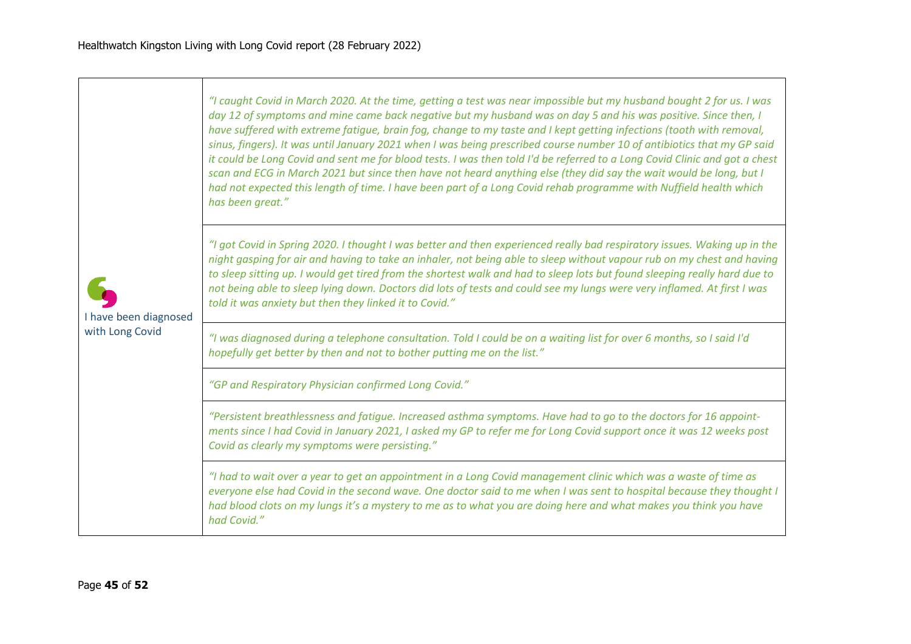| | |
|---|---|
| I have been diagnosed with Long Covid | *"I caught Covid in March 2020. At the time, getting a test was near impossible but my husband bought 2 for us. I was day 12 of symptoms and mine came back negative but my husband was on day 5 and his was positive. Since then, I have suffered with extreme fatigue, brain fog, change to my taste and I kept getting infections (tooth with removal, sinus, fingers). It was until January 2021 when I was being prescribed course number 10 of antibiotics that my GP said it could be Long Covid and sent me for blood tests. I was then told I'd be referred to a Long Covid Clinic and got a chest scan and ECG in March 2021 but since then have not heard anything else (they did say the wait would be long, but I had not expected this length of time. I have been part of a Long Covid rehab programme with Nuffield health which has been great."* |
| | *"I got Covid in Spring 2020. I thought I was better and then experienced really bad respiratory issues. Waking up in the night gasping for air and having to take an inhaler, not being able to sleep without vapour rub on my chest and having to sleep sitting up. I would get tired from the shortest walk and had to sleep lots but found sleeping really hard due to not being able to sleep lying down. Doctors did lots of tests and could see my lungs were very inflamed. At first I was told it was anxiety but then they linked it to Covid."* |
| | *"I was diagnosed during a telephone consultation. Told I could be on a waiting list for over 6 months, so I said I'd hopefully get better by then and not to bother putting me on the list."* |
| | *"GP and Respiratory Physician confirmed Long Covid."* |
| | *"Persistent breathlessness and fatigue. Increased asthma symptoms. Have had to go to the doctors for 16 appointments since I had Covid in January 2021, I asked my GP to refer me for Long Covid support once it was 12 weeks post Covid as clearly my symptoms were persisting."* |
| | *"I had to wait over a year to get an appointment in a Long Covid management clinic which was a waste of time as everyone else had Covid in the second wave. One doctor said to me when I was sent to hospital because they thought I had blood clots on my lungs it's a mystery to me as to what you are doing here and what makes you think you have had Covid."* |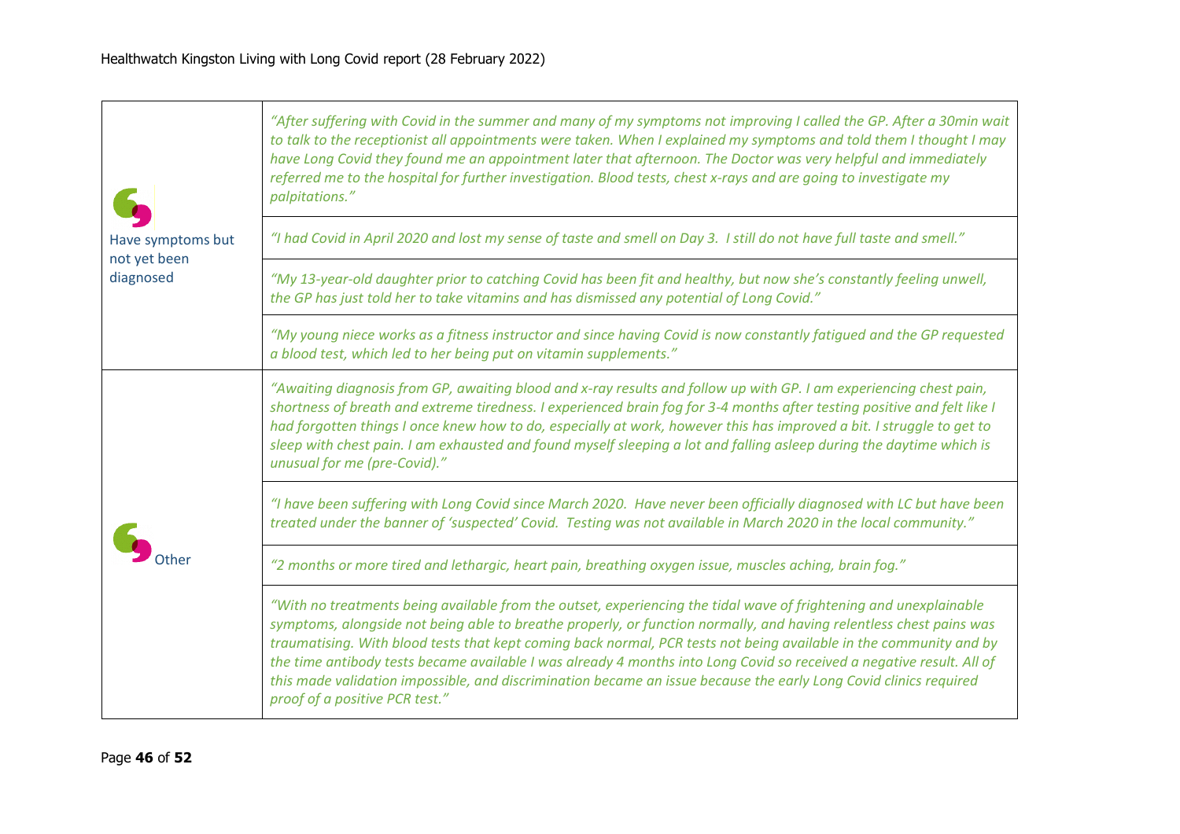| | |
|---|---|
| Have symptoms but not yet been diagnosed | *"After suffering with Covid in the summer and many of my symptoms not improving I called the GP. After a 30min wait to talk to the receptionist all appointments were taken. When I explained my symptoms and told them I thought I may have Long Covid they found me an appointment later that afternoon. The Doctor was very helpful and immediately referred me to the hospital for further investigation. Blood tests, chest x-rays and are going to investigate my palpitations."* |
| | *"I had Covid in April 2020 and lost my sense of taste and smell on Day 3. I still do not have full taste and smell."* |
| | *"My 13-year-old daughter prior to catching Covid has been fit and healthy, but now she's constantly feeling unwell, the GP has just told her to take vitamins and has dismissed any potential of Long Covid."* |
| | *"My young niece works as a fitness instructor and since having Covid is now constantly fatigued and the GP requested a blood test, which led to her being put on vitamin supplements."* |
| Other | *"Awaiting diagnosis from GP, awaiting blood and x-ray results and follow up with GP. I am experiencing chest pain, shortness of breath and extreme tiredness. I experienced brain fog for 3-4 months after testing positive and felt like I had forgotten things I once knew how to do, especially at work, however this has improved a bit. I struggle to get to sleep with chest pain. I am exhausted and found myself sleeping a lot and falling asleep during the daytime which is unusual for me (pre-Covid)."* |
| | *"I have been suffering with Long Covid since March 2020. Have never been officially diagnosed with LC but have been treated under the banner of 'suspected' Covid. Testing was not available in March 2020 in the local community."* |
| | *"2 months or more tired and lethargic, heart pain, breathing oxygen issue, muscles aching, brain fog."* |
| | *"With no treatments being available from the outset, experiencing the tidal wave of frightening and unexplainable symptoms, alongside not being able to breathe properly, or function normally, and having relentless chest pains was traumatising. With blood tests that kept coming back normal, PCR tests not being available in the community and by the time antibody tests became available I was already 4 months into Long Covid so received a negative result. All of this made validation impossible, and discrimination became an issue because the early Long Covid clinics required proof of a positive PCR test."* |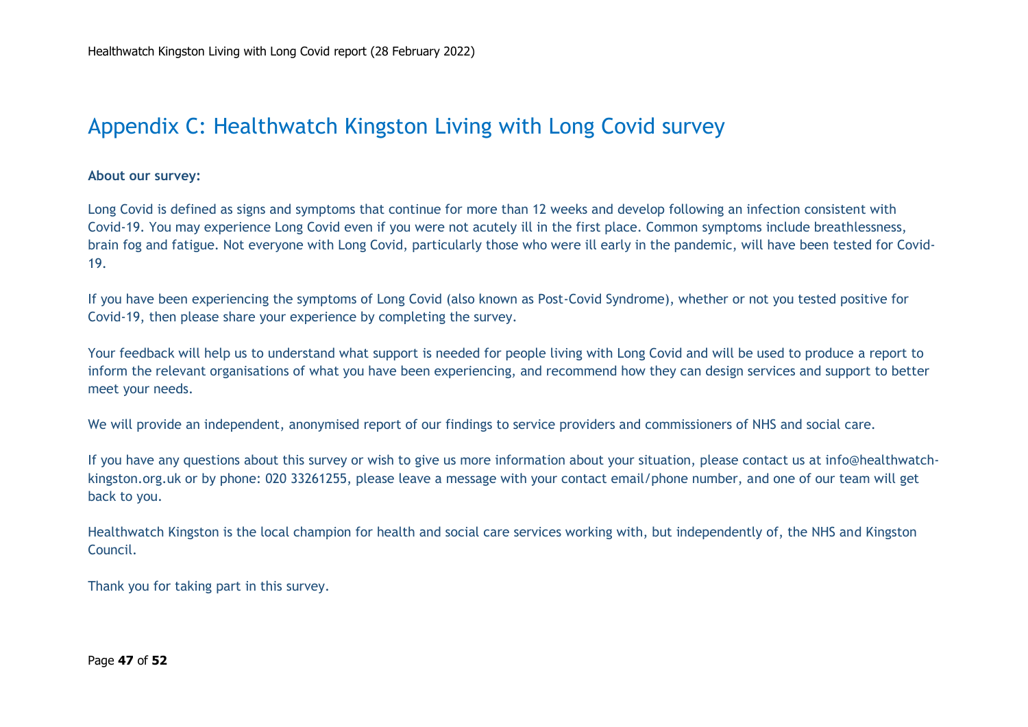# Appendix C: Healthwatch Kingston Living with Long Covid survey

**About our survey:**

Long Covid is defined as signs and symptoms that continue for more than 12 weeks and develop following an infection consistent with Covid-19. You may experience Long Covid even if you were not acutely ill in the first place. Common symptoms include breathlessness, brain fog and fatigue. Not everyone with Long Covid, particularly those who were ill early in the pandemic, will have been tested for Covid-19.

If you have been experiencing the symptoms of Long Covid (also known as Post-Covid Syndrome), whether or not you tested positive for Covid-19, then please share your experience by completing the survey.

Your feedback will help us to understand what support is needed for people living with Long Covid and will be used to produce a report to inform the relevant organisations of what you have been experiencing, and recommend how they can design services and support to better meet your needs.

We will provide an independent, anonymised report of our findings to service providers and commissioners of NHS and social care.

If you have any questions about this survey or wish to give us more information about your situation, please contact us at info@healthwatch-kingston.org.uk or by phone: 020 33261255, please leave a message with your contact email/phone number, and one of our team will get back to you.

Healthwatch Kingston is the local champion for health and social care services working with, but independently of, the NHS and Kingston Council.

Thank you for taking part in this survey.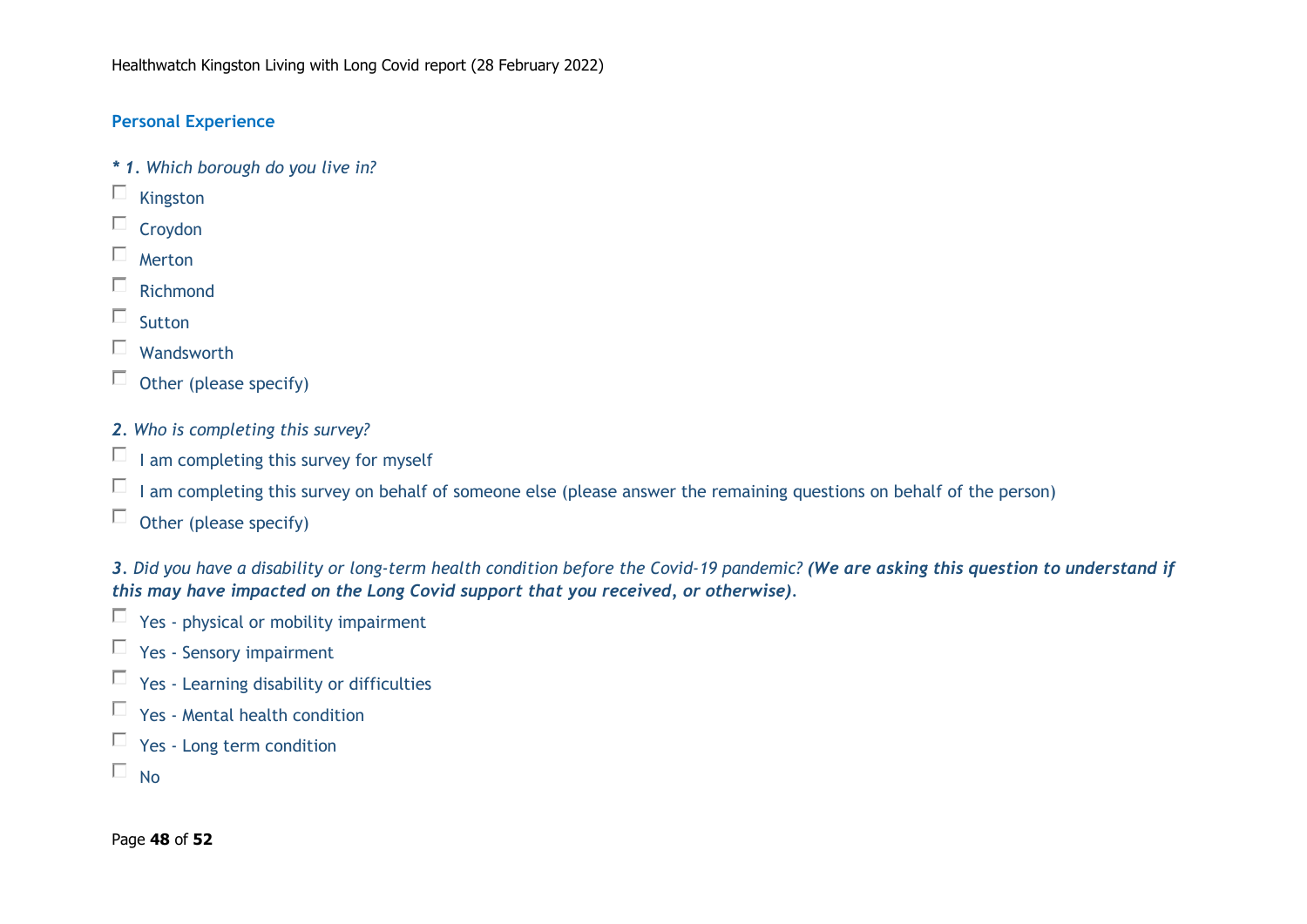## Personal Experience

***1**. Which borough do you live in?*

- ☐ Kingston
- ☐ Croydon
- ☐ Merton
- ☐ Richmond
- ☐ Sutton
- ☐ Wandsworth
- ☐ Other (please specify)

***2**. Who is completing this survey?*

- ☐ I am completing this survey for myself
- ☐ I am completing this survey on behalf of someone else (please answer the remaining questions on behalf of the person)
- ☐ Other (please specify)

***3**. Did you have a disability or long-term health condition before the Covid-19 pandemic? **(We are asking this question to understand if this may have impacted on the Long Covid support that you received, or otherwise)**.*

- ☐ Yes - physical or mobility impairment
- ☐ Yes - Sensory impairment
- ☐ Yes - Learning disability or difficulties
- ☐ Yes - Mental health condition
- ☐ Yes - Long term condition
- ☐ No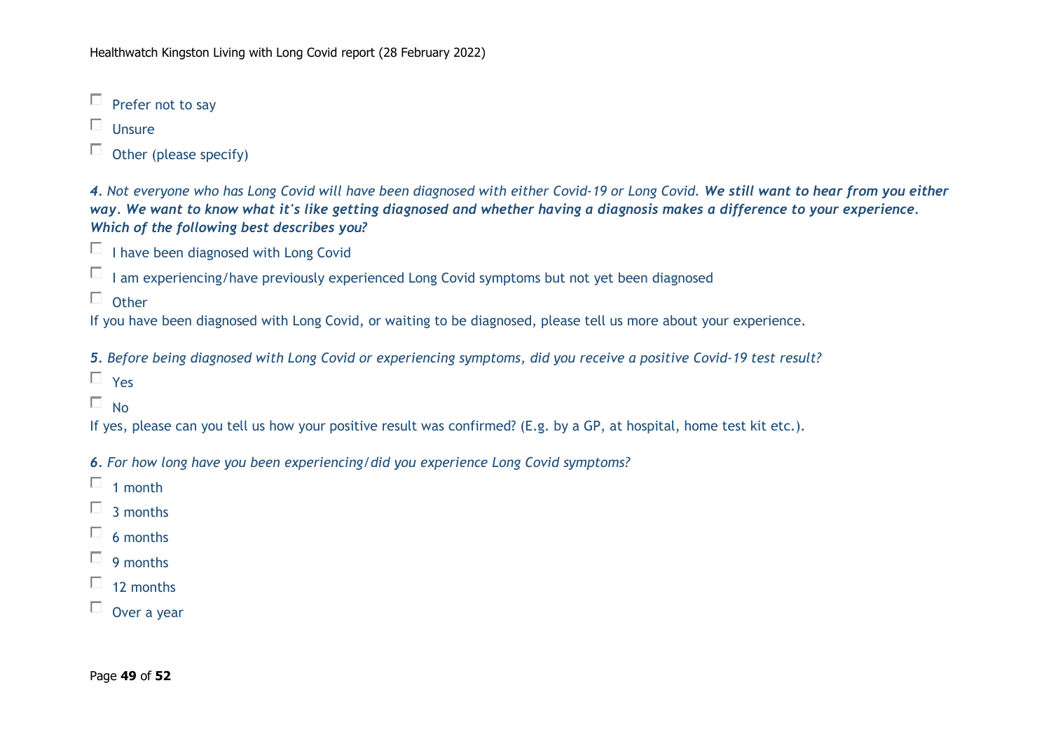- ☐ Prefer not to say
- ☐ Unsure
- ☐ Other (please specify)

***4**. Not everyone who has Long Covid will have been diagnosed with either Covid-19 or Long Covid. **We still want to hear from you either way. We want to know what it's like getting diagnosed and whether having a diagnosis makes a difference to your experience. Which of the following best describes you?***

- ☐ I have been diagnosed with Long Covid
- ☐ I am experiencing/have previously experienced Long Covid symptoms but not yet been diagnosed
- ☐ Other

If you have been diagnosed with Long Covid, or waiting to be diagnosed, please tell us more about your experience.

***5**. Before being diagnosed with Long Covid or experiencing symptoms, did you receive a positive Covid-19 test result?*

- ☐ Yes
- ☐ No

If yes, please can you tell us how your positive result was confirmed? (E.g. by a GP, at hospital, home test kit etc.).

***6**. For how long have you been experiencing/did you experience Long Covid symptoms?*

- ☐ 1 month
- ☐ 3 months
- ☐ 6 months
- ☐ 9 months
- ☐ 12 months
- ☐ Over a year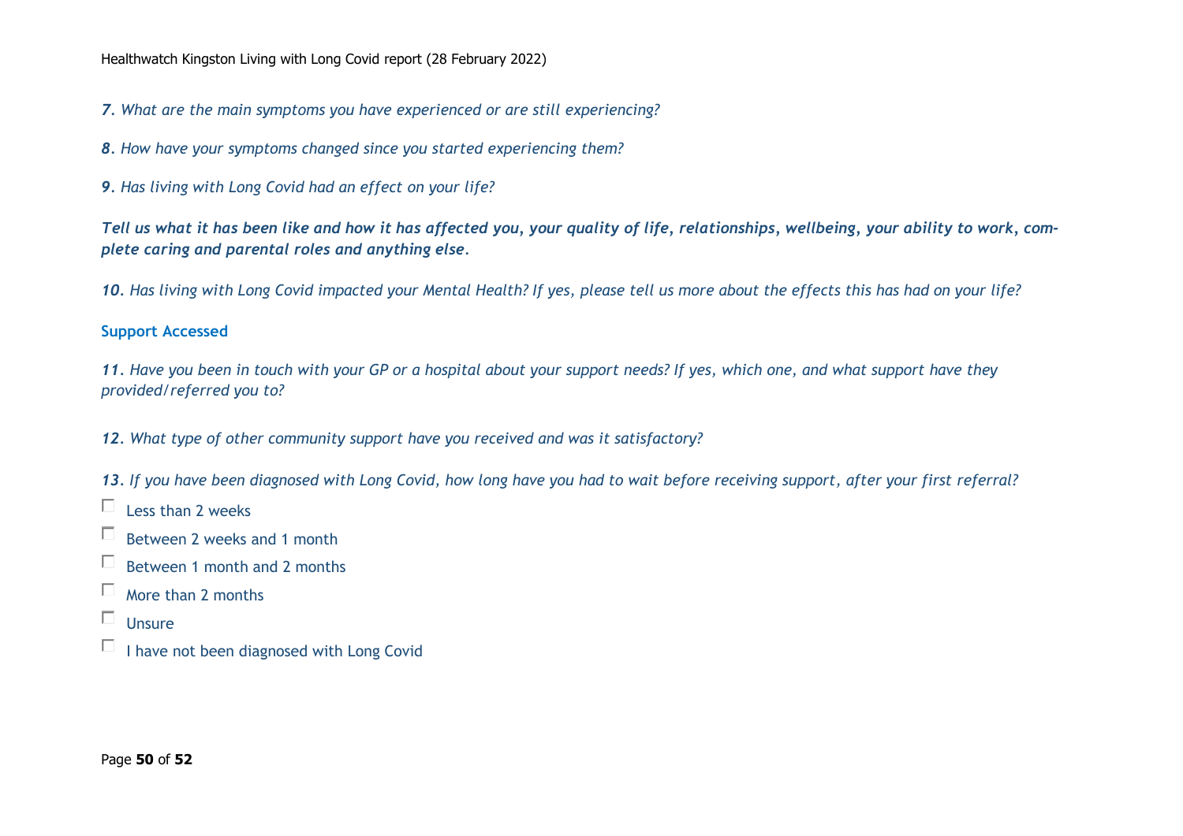*__7__. What are the main symptoms you have experienced or are still experiencing?*

*__8__. How have your symptoms changed since you started experiencing them?*

*__9__. Has living with Long Covid had an effect on your life?*

***Tell us what it has been like and how it has affected you, your quality of life, relationships, wellbeing, your ability to work, complete caring and parental roles and anything else.***

*__10__. Has living with Long Covid impacted your Mental Health? If yes, please tell us more about the effects this has had on your life?*

**Support Accessed**

*__11__. Have you been in touch with your GP or a hospital about your support needs? If yes, which one, and what support have they provided/referred you to?*

*__12__. What type of other community support have you received and was it satisfactory?*

*__13__. If you have been diagnosed with Long Covid, how long have you had to wait before receiving support, after your first referral?*

- ☐ Less than 2 weeks
- ☐ Between 2 weeks and 1 month
- ☐ Between 1 month and 2 months
- ☐ More than 2 months
- ☐ Unsure
- ☐ I have not been diagnosed with Long Covid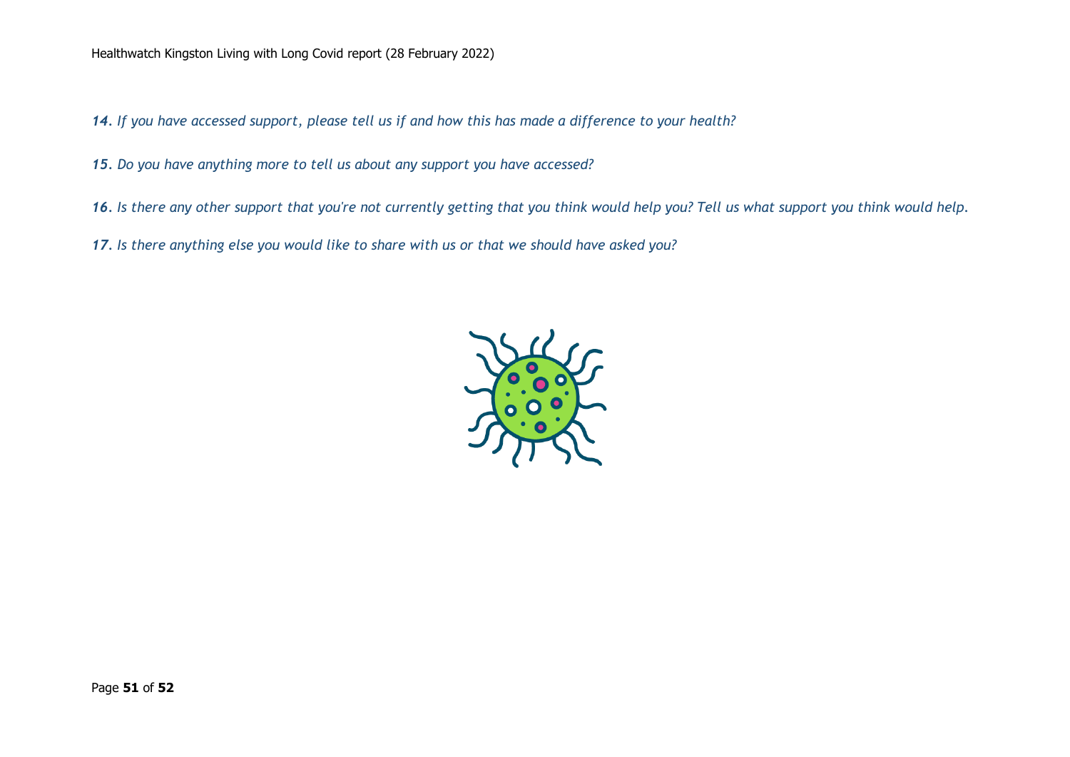*14. If you have accessed support, please tell us if and how this has made a difference to your health?*

*15. Do you have anything more to tell us about any support you have accessed?*

*16. Is there any other support that you're not currently getting that you think would help you? Tell us what support you think would help.*

*17. Is there anything else you would like to share with us or that we should have asked you?*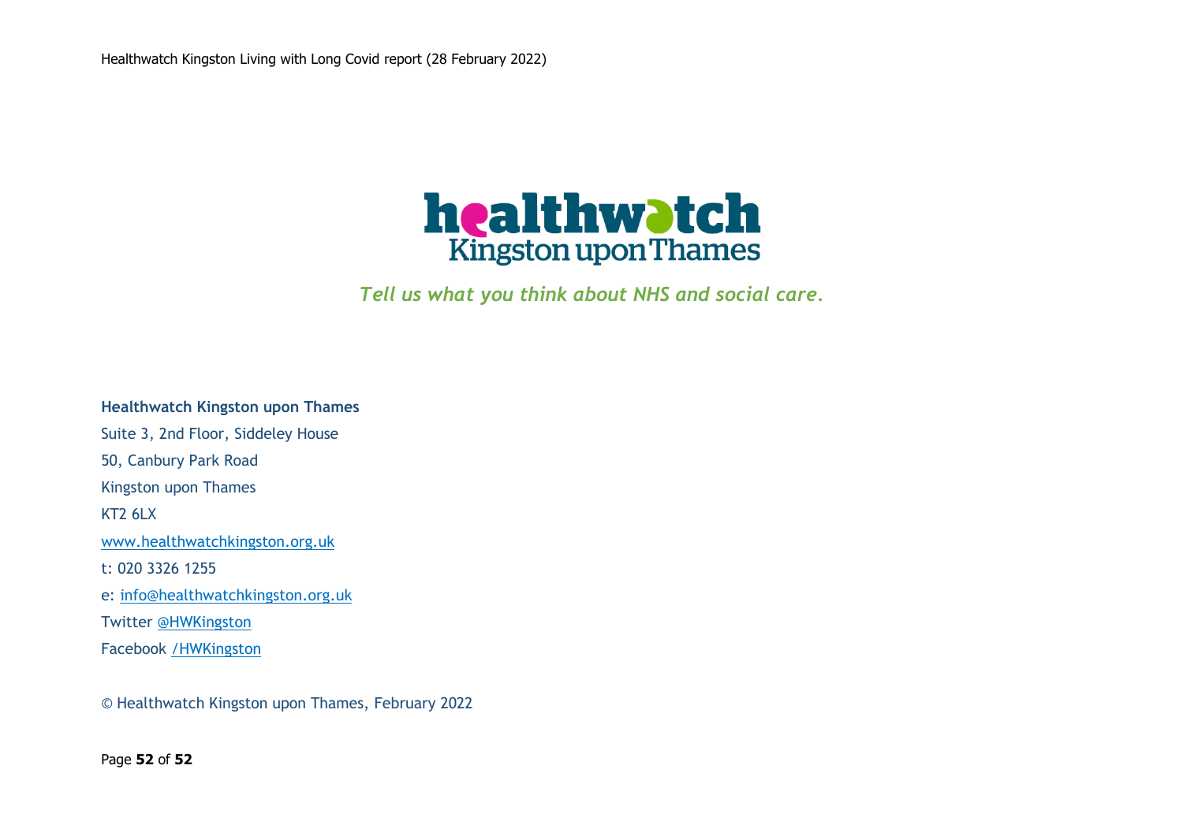healthwatch
Kingston upon Thames

*Tell us what you think about NHS and social care.*

**Healthwatch Kingston upon Thames**

Suite 3, 2nd Floor, Siddeley House

50, Canbury Park Road

Kingston upon Thames

KT2 6LX

www.healthwatchkingston.org.uk

t: 020 3326 1255

e: info@healthwatchkingston.org.uk

Twitter @HWKingston

Facebook /HWKingston

© Healthwatch Kingston upon Thames, February 2022